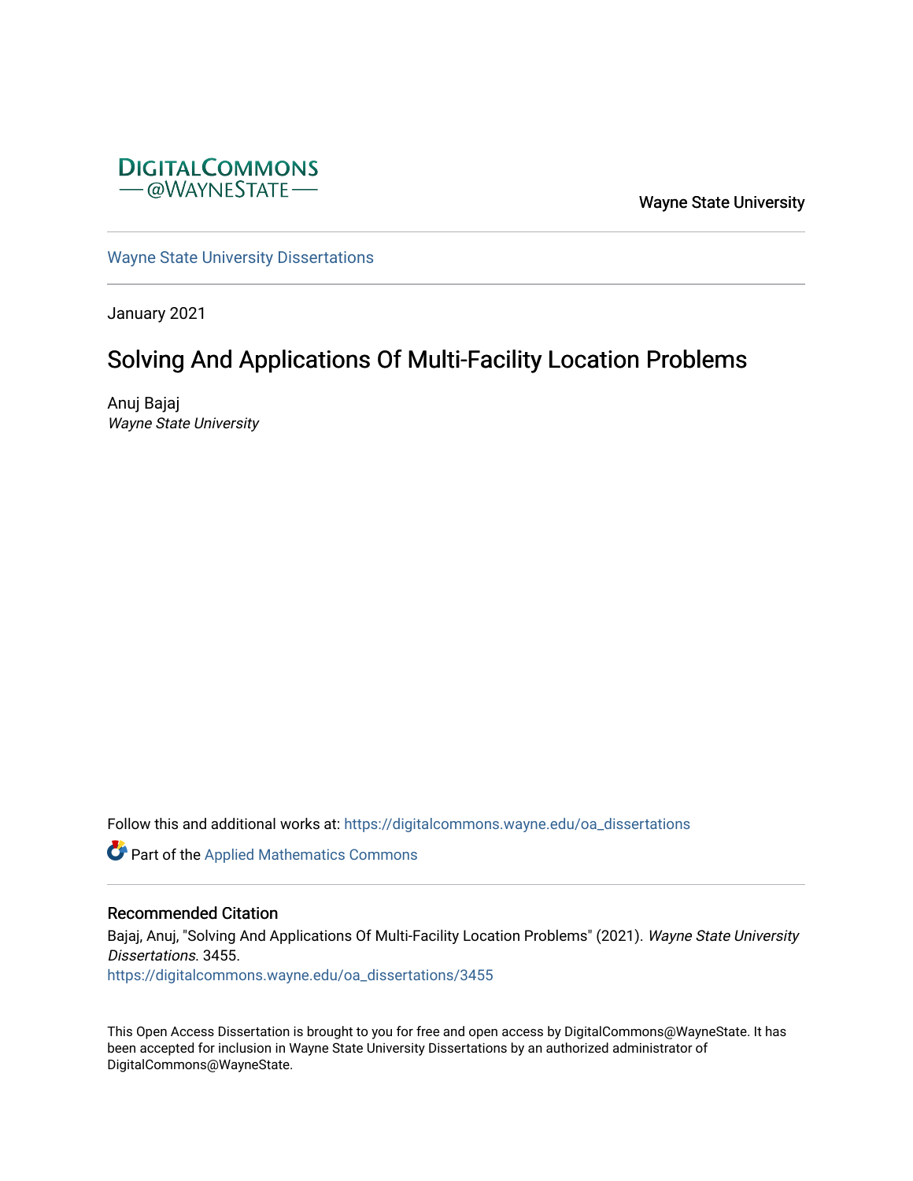DIGITALCOMMONS
— @WAYNESTATE —

Wayne State University

Wayne State University Dissertations

January 2021

# Solving And Applications Of Multi-Facility Location Problems

Anuj Bajaj
*Wayne State University*

Follow this and additional works at: https://digitalcommons.wayne.edu/oa_dissertations

Part of the Applied Mathematics Commons

## Recommended Citation

Bajaj, Anuj, "Solving And Applications Of Multi-Facility Location Problems" (2021). *Wayne State University Dissertations*. 3455.
https://digitalcommons.wayne.edu/oa_dissertations/3455

This Open Access Dissertation is brought to you for free and open access by DigitalCommons@WayneState. It has been accepted for inclusion in Wayne State University Dissertations by an authorized administrator of DigitalCommons@WayneState.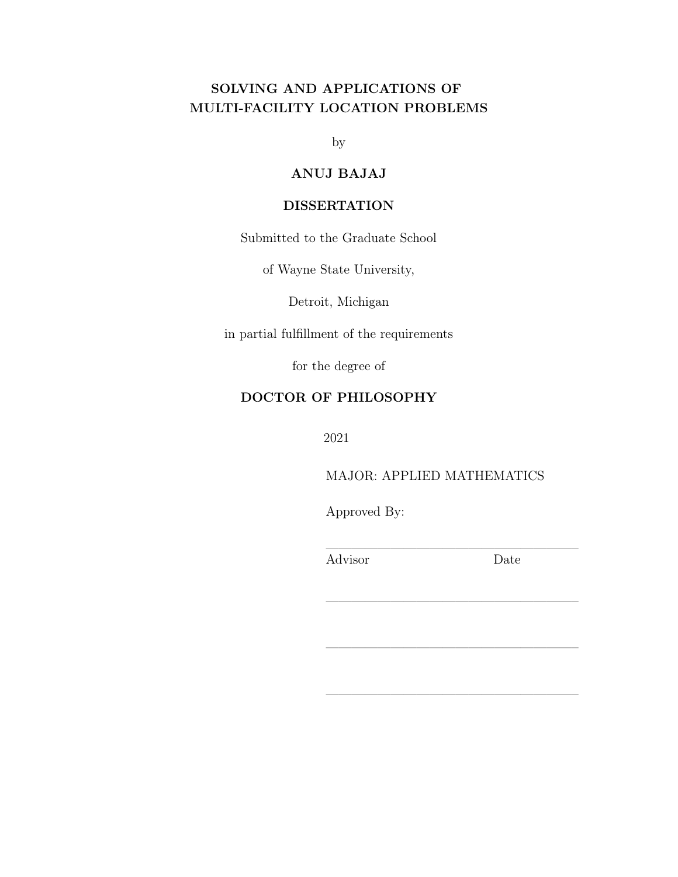**SOLVING AND APPLICATIONS OF MULTI-FACILITY LOCATION PROBLEMS**

by

**ANUJ BAJAJ**

**DISSERTATION**

Submitted to the Graduate School

of Wayne State University,

Detroit, Michigan

in partial fulfillment of the requirements

for the degree of

**DOCTOR OF PHILOSOPHY**

2021

MAJOR: APPLIED MATHEMATICS

Approved By:

______________________________
Advisor                                        Date

______________________________

______________________________

______________________________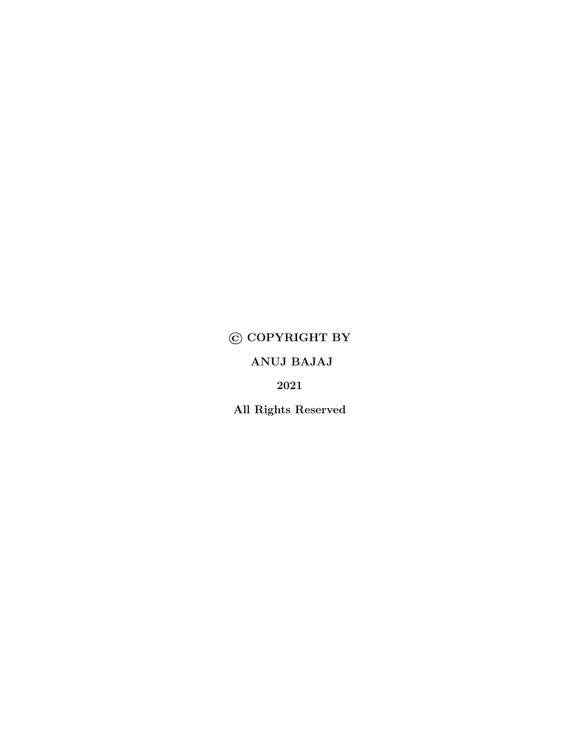**© COPYRIGHT BY**

**ANUJ BAJAJ**

**2021**

**All Rights Reserved**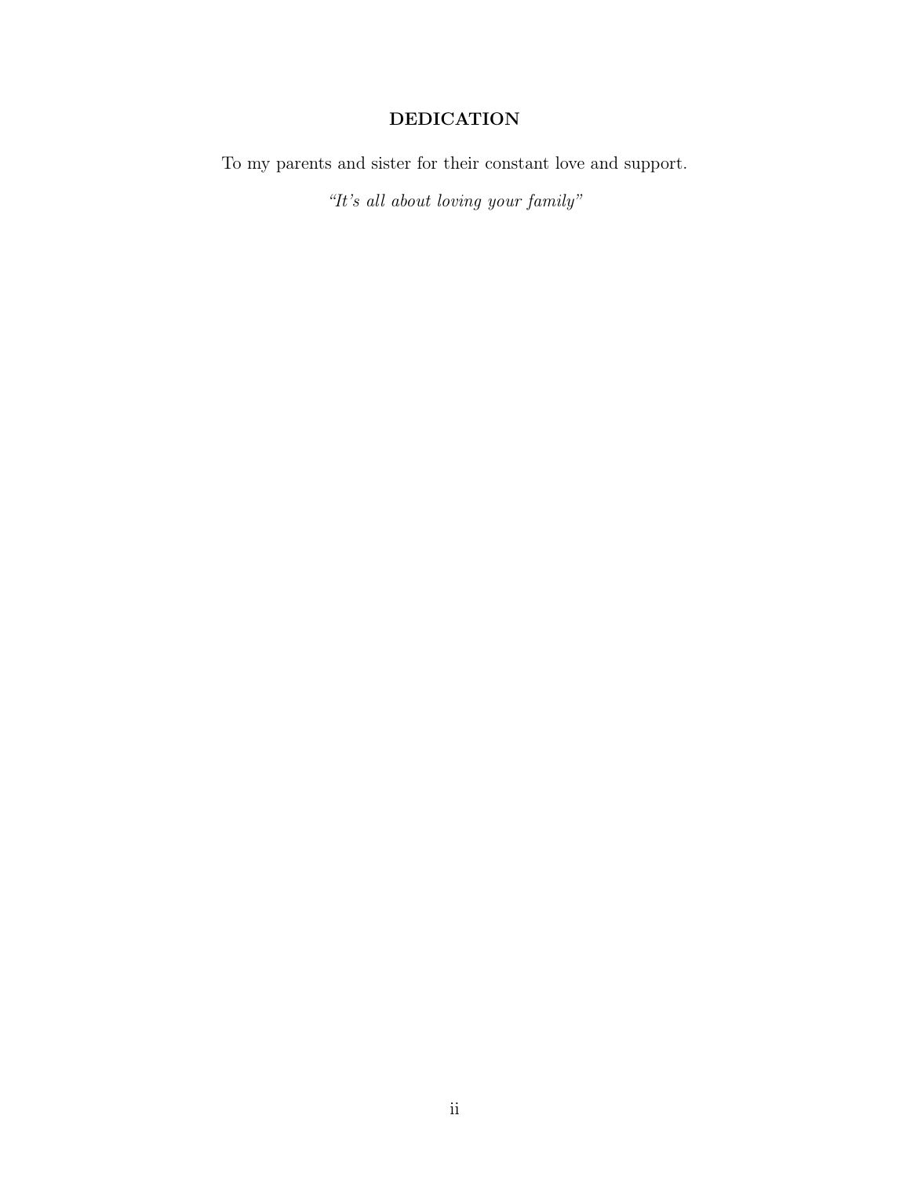# DEDICATION

To my parents and sister for their constant love and support.

*"It's all about loving your family"*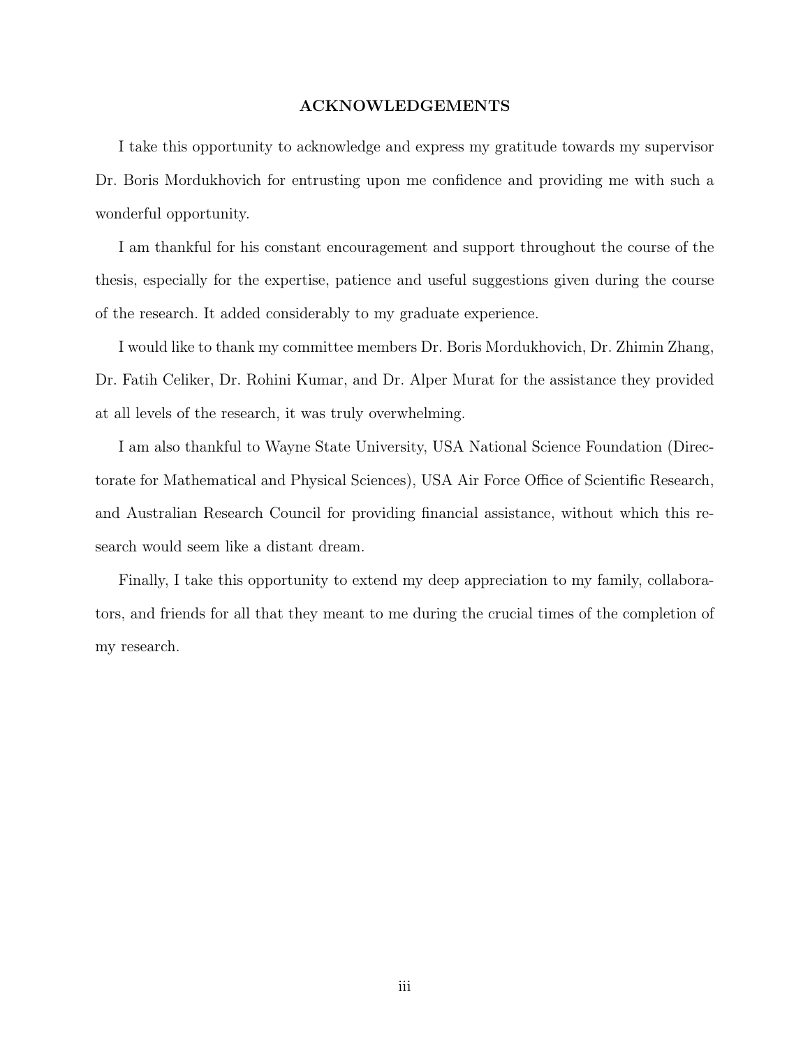## ACKNOWLEDGEMENTS

I take this opportunity to acknowledge and express my gratitude towards my supervisor Dr. Boris Mordukhovich for entrusting upon me confidence and providing me with such a wonderful opportunity.

I am thankful for his constant encouragement and support throughout the course of the thesis, especially for the expertise, patience and useful suggestions given during the course of the research. It added considerably to my graduate experience.

I would like to thank my committee members Dr. Boris Mordukhovich, Dr. Zhimin Zhang, Dr. Fatih Celiker, Dr. Rohini Kumar, and Dr. Alper Murat for the assistance they provided at all levels of the research, it was truly overwhelming.

I am also thankful to Wayne State University, USA National Science Foundation (Directorate for Mathematical and Physical Sciences), USA Air Force Office of Scientific Research, and Australian Research Council for providing financial assistance, without which this research would seem like a distant dream.

Finally, I take this opportunity to extend my deep appreciation to my family, collaborators, and friends for all that they meant to me during the crucial times of the completion of my research.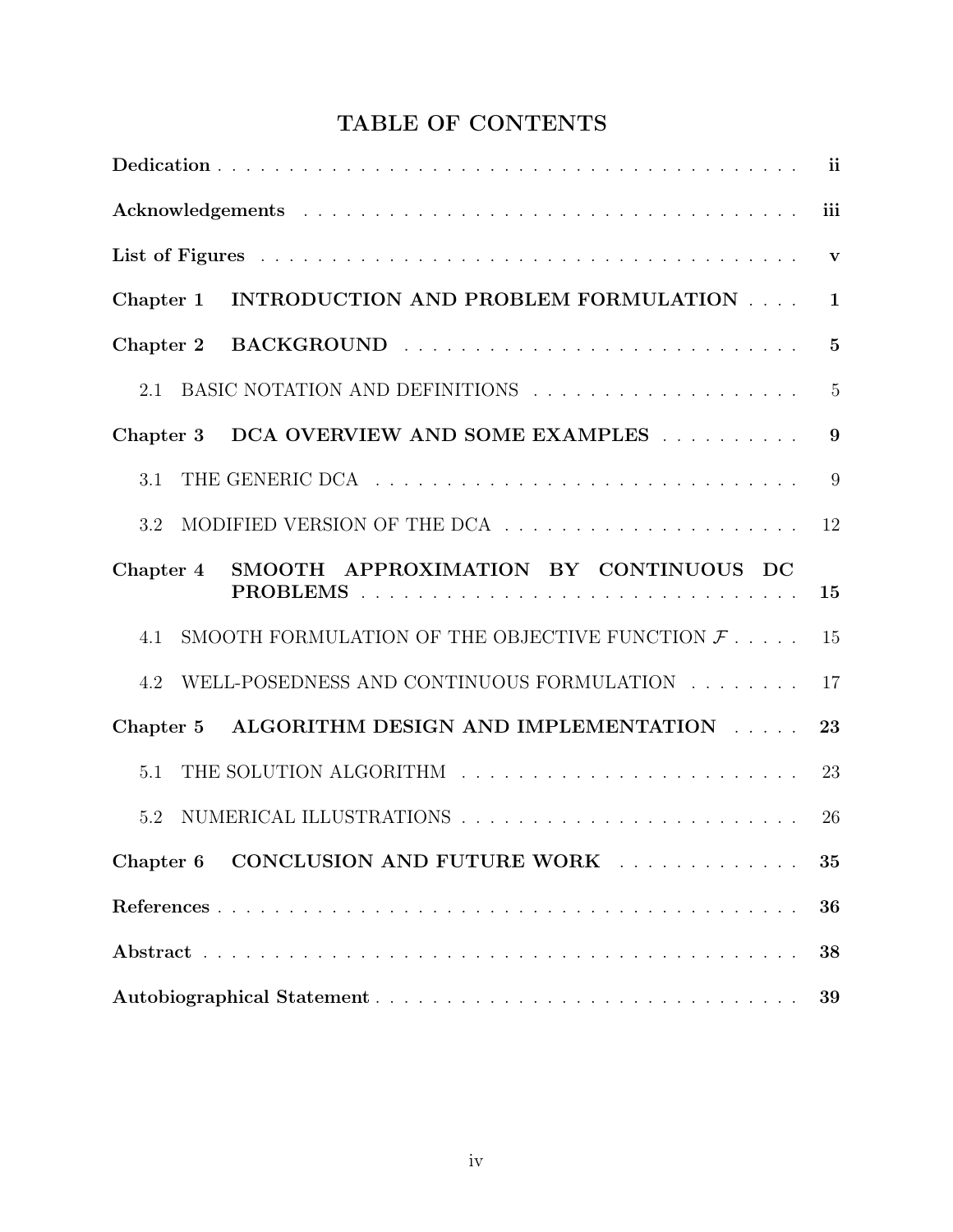# TABLE OF CONTENTS

**Dedication** . . . . . . . . . . . . . . . . . . . . . . . . . . . . . . . . . . . . . . . **ii**

**Acknowledgements** . . . . . . . . . . . . . . . . . . . . . . . . . . . . . . . . . . . **iii**

**List of Figures** . . . . . . . . . . . . . . . . . . . . . . . . . . . . . . . . . . . . . **v**

**Chapter 1 INTRODUCTION AND PROBLEM FORMULATION** . . . . **1**

**Chapter 2 BACKGROUND** . . . . . . . . . . . . . . . . . . . . . . . . . . . **5**

2.1 BASIC NOTATION AND DEFINITIONS . . . . . . . . . . . . . . . . . . . . 5

**Chapter 3 DCA OVERVIEW AND SOME EXAMPLES** . . . . . . . . . . **9**

3.1 THE GENERIC DCA . . . . . . . . . . . . . . . . . . . . . . . . . . . . . . . 9

3.2 MODIFIED VERSION OF THE DCA . . . . . . . . . . . . . . . . . . . . . 12

**Chapter 4 SMOOTH APPROXIMATION BY CONTINUOUS DC PROBLEMS** . . . . . . . . . . . . . . . . . . . . . . . . . . . . . . . . . . **15**

4.1 SMOOTH FORMULATION OF THE OBJECTIVE FUNCTION $\mathcal{F}$ . . . . . 15

4.2 WELL-POSEDNESS AND CONTINUOUS FORMULATION . . . . . . . . 17

**Chapter 5 ALGORITHM DESIGN AND IMPLEMENTATION** . . . . . **23**

5.1 THE SOLUTION ALGORITHM . . . . . . . . . . . . . . . . . . . . . . . . 23

5.2 NUMERICAL ILLUSTRATIONS . . . . . . . . . . . . . . . . . . . . . . . . 26

**Chapter 6 CONCLUSION AND FUTURE WORK** . . . . . . . . . . . . . **35**

**References** . . . . . . . . . . . . . . . . . . . . . . . . . . . . . . . . . . . . . . . **36**

**Abstract** . . . . . . . . . . . . . . . . . . . . . . . . . . . . . . . . . . . . . . . . **38**

**Autobiographical Statement** . . . . . . . . . . . . . . . . . . . . . . . . . . . . **39**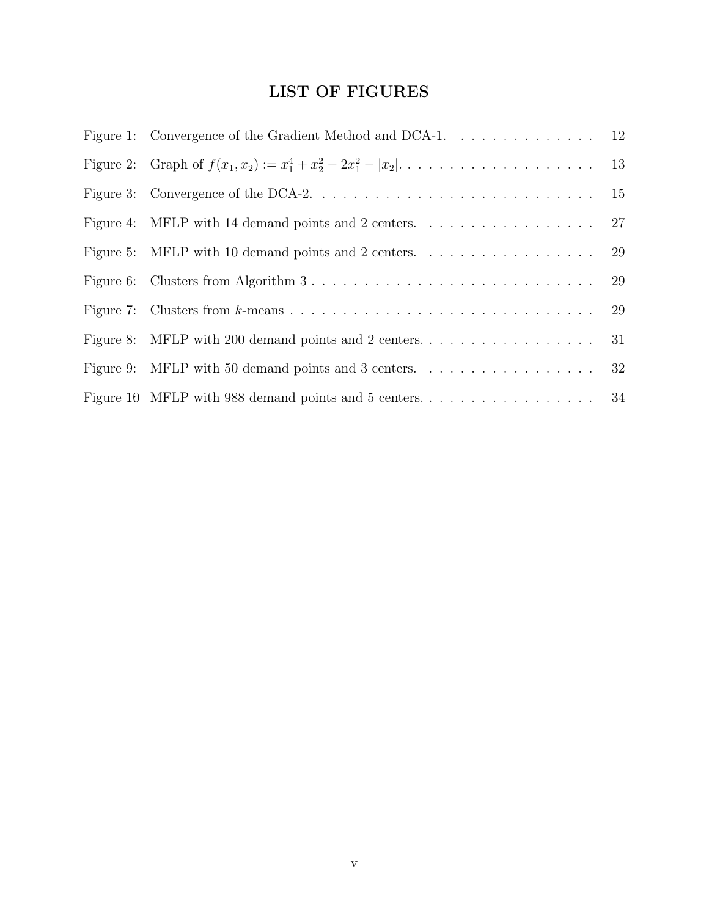# LIST OF FIGURES

| | | |
|---|---|---|
| Figure 1: | Convergence of the Gradient Method and DCA-1. | 12 |
| Figure 2: | Graph of $f(x_1, x_2) := x_1^4 + x_2^2 - 2x_1^2 - |x_2|$. | 13 |
| Figure 3: | Convergence of the DCA-2. | 15 |
| Figure 4: | MFLP with 14 demand points and 2 centers. | 27 |
| Figure 5: | MFLP with 10 demand points and 2 centers. | 29 |
| Figure 6: | Clusters from Algorithm 3 | 29 |
| Figure 7: | Clusters from $k$-means | 29 |
| Figure 8: | MFLP with 200 demand points and 2 centers. | 31 |
| Figure 9: | MFLP with 50 demand points and 3 centers. | 32 |
| Figure 10 | MFLP with 988 demand points and 5 centers. | 34 |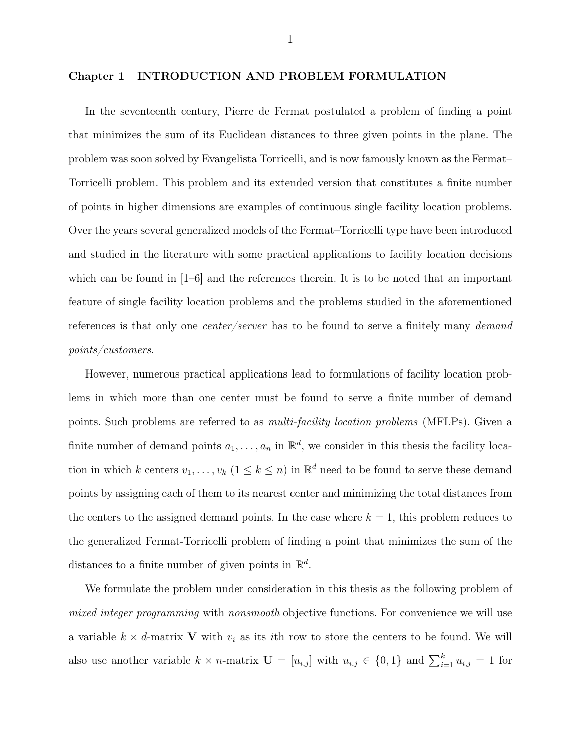# Chapter 1 INTRODUCTION AND PROBLEM FORMULATION

In the seventeenth century, Pierre de Fermat postulated a problem of finding a point that minimizes the sum of its Euclidean distances to three given points in the plane. The problem was soon solved by Evangelista Torricelli, and is now famously known as the Fermat–Torricelli problem. This problem and its extended version that constitutes a finite number of points in higher dimensions are examples of continuous single facility location problems. Over the years several generalized models of the Fermat–Torricelli type have been introduced and studied in the literature with some practical applications to facility location decisions which can be found in [1–6] and the references therein. It is to be noted that an important feature of single facility location problems and the problems studied in the aforementioned references is that only one *center/server* has to be found to serve a finitely many *demand points/customers*.

However, numerous practical applications lead to formulations of facility location problems in which more than one center must be found to serve a finite number of demand points. Such problems are referred to as *multi-facility location problems* (MFLPs). Given a finite number of demand points $a_1, \ldots, a_n$ in $\mathbb{R}^d$, we consider in this thesis the facility location in which $k$ centers $v_1, \ldots, v_k$ $(1 \leq k \leq n)$ in $\mathbb{R}^d$ need to be found to serve these demand points by assigning each of them to its nearest center and minimizing the total distances from the centers to the assigned demand points. In the case where $k = 1$, this problem reduces to the generalized Fermat-Torricelli problem of finding a point that minimizes the sum of the distances to a finite number of given points in $\mathbb{R}^d$.

We formulate the problem under consideration in this thesis as the following problem of *mixed integer programming* with *nonsmooth* objective functions. For convenience we will use a variable $k \times d$-matrix $\mathbf{V}$ with $v_i$ as its $i$th row to store the centers to be found. We will also use another variable $k \times n$-matrix $\mathbf{U} = [u_{i,j}]$ with $u_{i,j} \in \{0, 1\}$ and $\sum_{i=1}^{k} u_{i,j} = 1$ for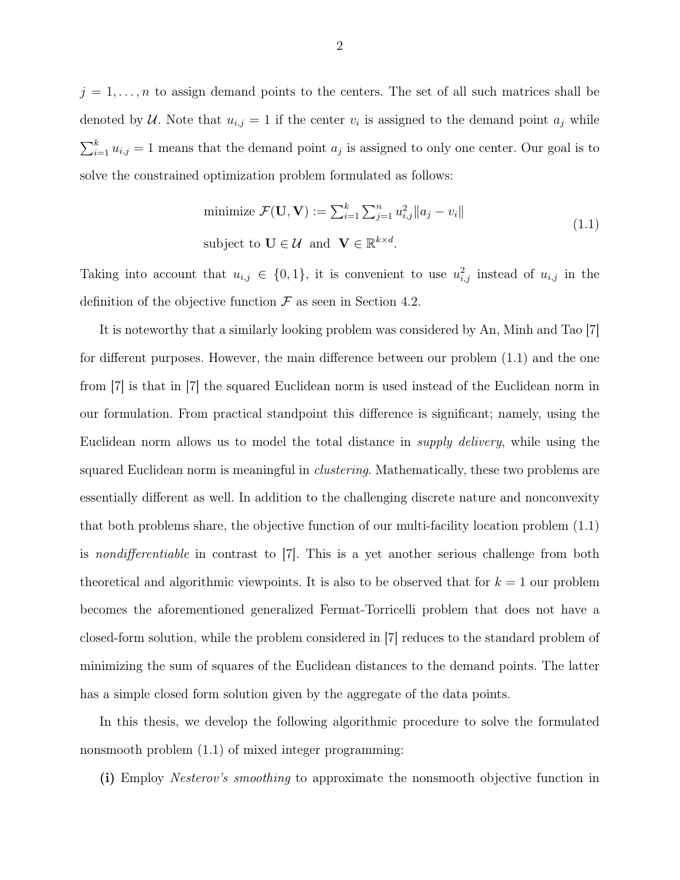$j = 1, \ldots, n$ to assign demand points to the centers. The set of all such matrices shall be denoted by $\mathcal{U}$. Note that $u_{i,j} = 1$ if the center $v_i$ is assigned to the demand point $a_j$ while $\sum_{i=1}^{k} u_{i,j} = 1$ means that the demand point $a_j$ is assigned to only one center. Our goal is to solve the constrained optimization problem formulated as follows:

$$
\begin{aligned}
&\text{minimize } \mathcal{F}(\mathbf{U}, \mathbf{V}) := \textstyle\sum_{i=1}^{k} \sum_{j=1}^{n} u_{i,j}^2 \|a_j - v_i\| \\
&\text{subject to } \mathbf{U} \in \mathcal{U} \text{ and } \mathbf{V} \in \mathbb{R}^{k \times d}.
\end{aligned}
\tag{1.1}
$$

Taking into account that $u_{i,j} \in \{0, 1\}$, it is convenient to use $u_{i,j}^2$ instead of $u_{i,j}$ in the definition of the objective function $\mathcal{F}$ as seen in Section 4.2.

It is noteworthy that a similarly looking problem was considered by An, Minh and Tao [7] for different purposes. However, the main difference between our problem (1.1) and the one from [7] is that in [7] the squared Euclidean norm is used instead of the Euclidean norm in our formulation. From practical standpoint this difference is significant; namely, using the Euclidean norm allows us to model the total distance in *supply delivery*, while using the squared Euclidean norm is meaningful in *clustering*. Mathematically, these two problems are essentially different as well. In addition to the challenging discrete nature and nonconvexity that both problems share, the objective function of our multi-facility location problem (1.1) is *nondifferentiable* in contrast to [7]. This is a yet another serious challenge from both theoretical and algorithmic viewpoints. It is also to be observed that for $k = 1$ our problem becomes the aforementioned generalized Fermat-Torricelli problem that does not have a closed-form solution, while the problem considered in [7] reduces to the standard problem of minimizing the sum of squares of the Euclidean distances to the demand points. The latter has a simple closed form solution given by the aggregate of the data points.

In this thesis, we develop the following algorithmic procedure to solve the formulated nonsmooth problem (1.1) of mixed integer programming:

**(i)** Employ *Nesterov's smoothing* to approximate the nonsmooth objective function in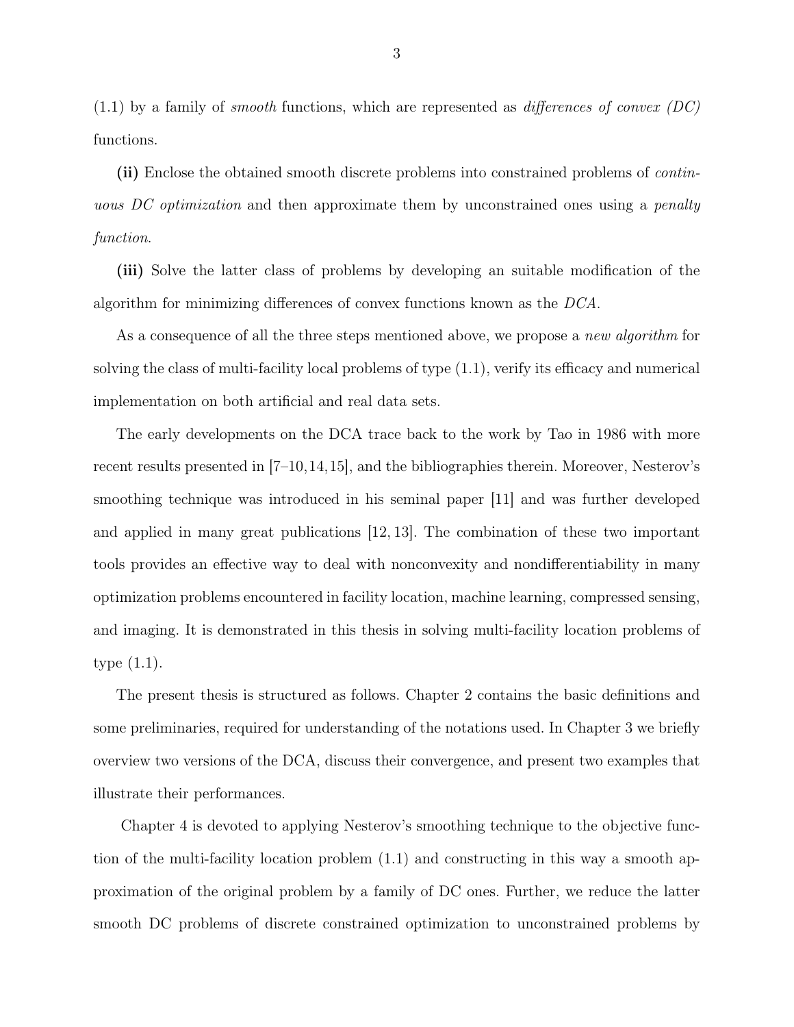(1.1) by a family of *smooth* functions, which are represented as *differences of convex (DC)* functions.

**(ii)** Enclose the obtained smooth discrete problems into constrained problems of *continuous DC optimization* and then approximate them by unconstrained ones using a *penalty function*.

**(iii)** Solve the latter class of problems by developing an suitable modification of the algorithm for minimizing differences of convex functions known as the *DCA*.

As a consequence of all the three steps mentioned above, we propose a *new algorithm* for solving the class of multi-facility local problems of type (1.1), verify its efficacy and numerical implementation on both artificial and real data sets.

The early developments on the DCA trace back to the work by Tao in 1986 with more recent results presented in [7–10,14,15], and the bibliographies therein. Moreover, Nesterov's smoothing technique was introduced in his seminal paper [11] and was further developed and applied in many great publications [12, 13]. The combination of these two important tools provides an effective way to deal with nonconvexity and nondifferentiability in many optimization problems encountered in facility location, machine learning, compressed sensing, and imaging. It is demonstrated in this thesis in solving multi-facility location problems of type (1.1).

The present thesis is structured as follows. Chapter 2 contains the basic definitions and some preliminaries, required for understanding of the notations used. In Chapter 3 we briefly overview two versions of the DCA, discuss their convergence, and present two examples that illustrate their performances.

Chapter 4 is devoted to applying Nesterov's smoothing technique to the objective function of the multi-facility location problem (1.1) and constructing in this way a smooth approximation of the original problem by a family of DC ones. Further, we reduce the latter smooth DC problems of discrete constrained optimization to unconstrained problems by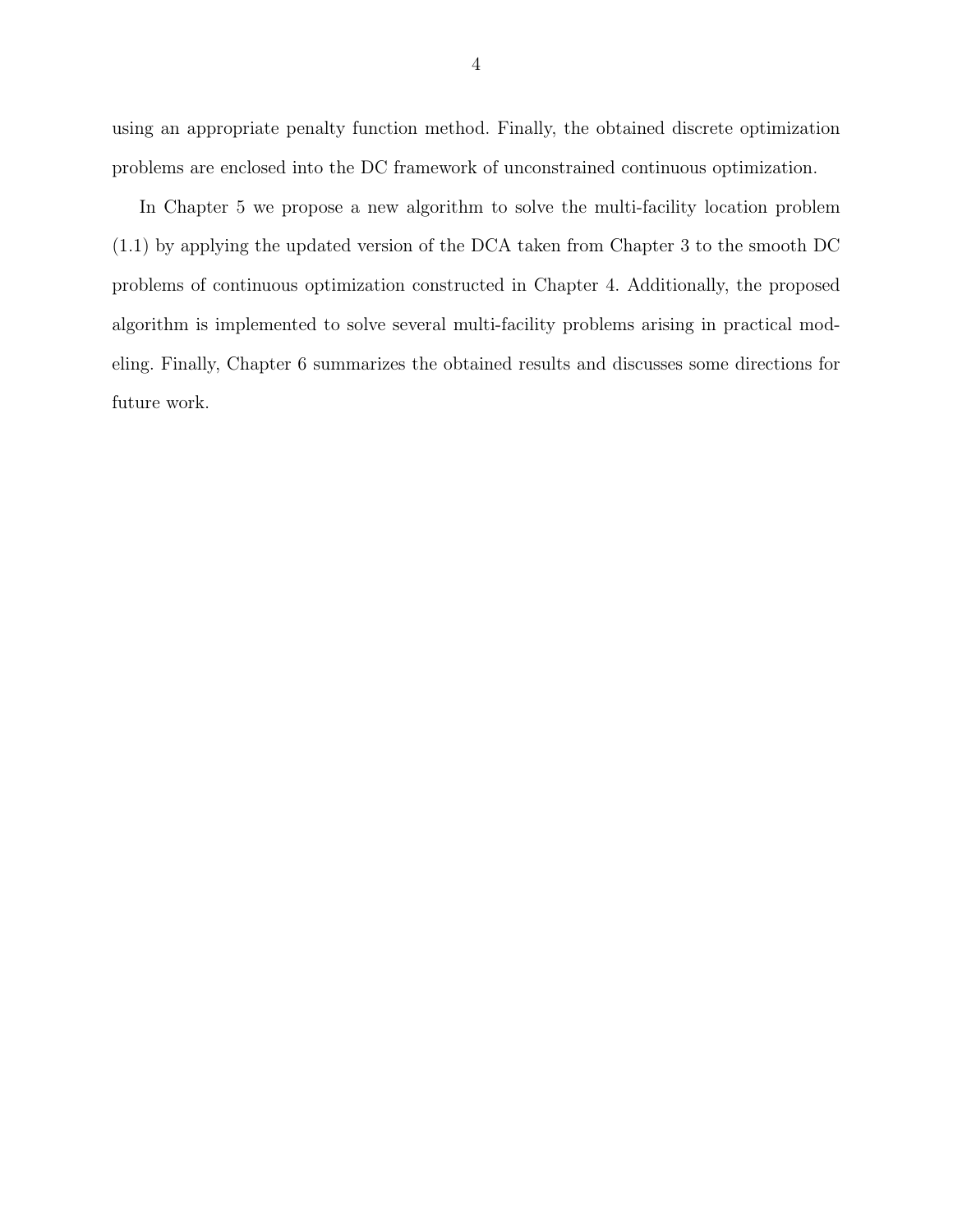using an appropriate penalty function method. Finally, the obtained discrete optimization problems are enclosed into the DC framework of unconstrained continuous optimization.

In Chapter 5 we propose a new algorithm to solve the multi-facility location problem (1.1) by applying the updated version of the DCA taken from Chapter 3 to the smooth DC problems of continuous optimization constructed in Chapter 4. Additionally, the proposed algorithm is implemented to solve several multi-facility problems arising in practical modeling. Finally, Chapter 6 summarizes the obtained results and discusses some directions for future work.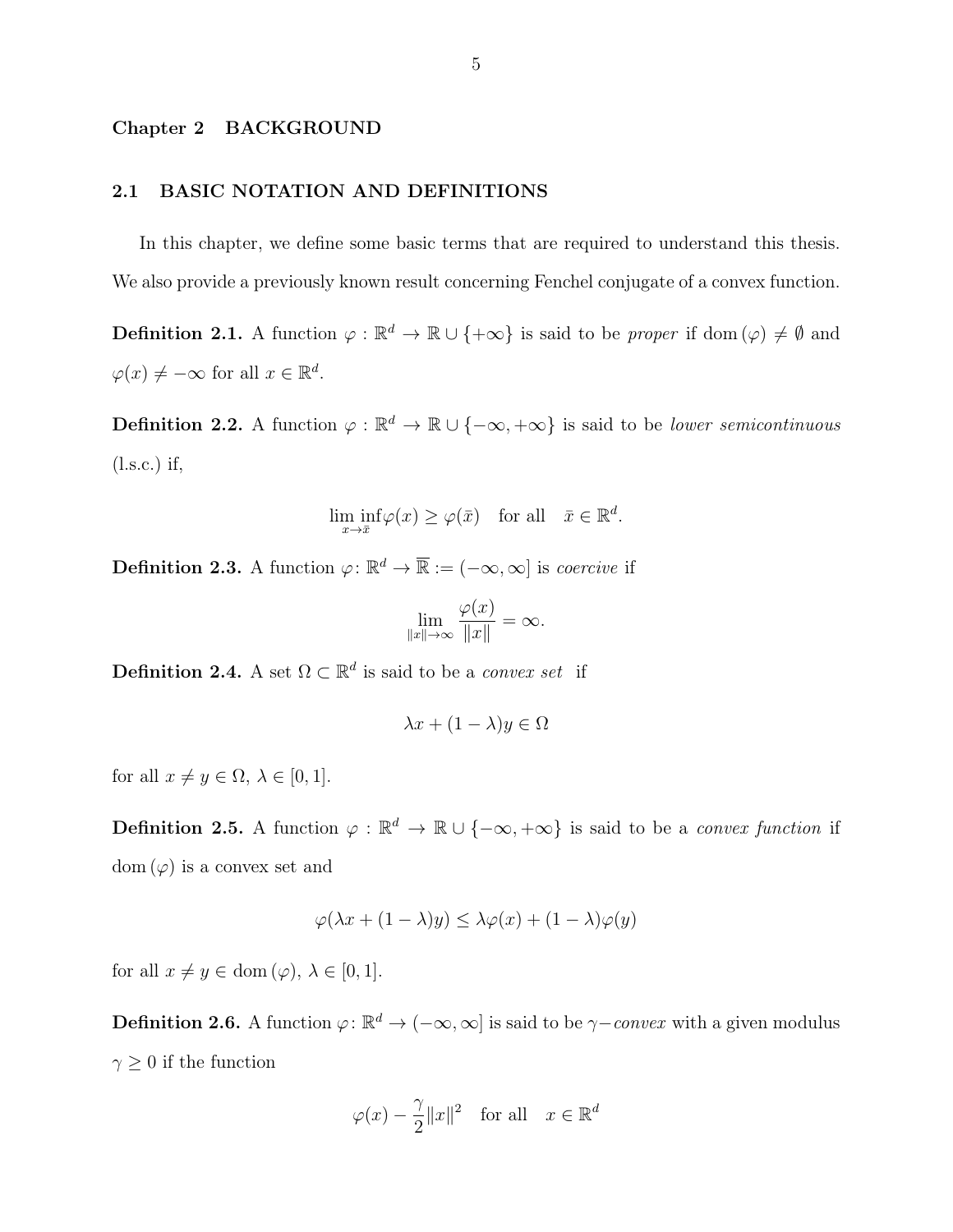# Chapter 2 BACKGROUND

## 2.1 BASIC NOTATION AND DEFINITIONS

In this chapter, we define some basic terms that are required to understand this thesis. We also provide a previously known result concerning Fenchel conjugate of a convex function.

**Definition 2.1.** A function $\varphi : \mathbb{R}^d \to \mathbb{R} \cup \{+\infty\}$ is said to be *proper* if $\operatorname{dom}(\varphi) \neq \emptyset$ and $\varphi(x) \neq -\infty$ for all $x \in \mathbb{R}^d$.

**Definition 2.2.** A function $\varphi : \mathbb{R}^d \to \mathbb{R} \cup \{-\infty, +\infty\}$ is said to be *lower semicontinuous* (l.s.c.) if,

$$\liminf_{x \to \bar{x}} \varphi(x) \geq \varphi(\bar{x}) \quad \text{for all} \quad \bar{x} \in \mathbb{R}^d.$$

**Definition 2.3.** A function $\varphi \colon \mathbb{R}^d \to \overline{\mathbb{R}} := (-\infty, \infty]$ is *coercive* if

$$\lim_{\|x\| \to \infty} \frac{\varphi(x)}{\|x\|} = \infty.$$

**Definition 2.4.** A set $\Omega \subset \mathbb{R}^d$ is said to be a *convex set* if

$$\lambda x + (1 - \lambda) y \in \Omega$$

for all $x \neq y \in \Omega$, $\lambda \in [0, 1]$.

**Definition 2.5.** A function $\varphi : \mathbb{R}^d \to \mathbb{R} \cup \{-\infty, +\infty\}$ is said to be a *convex function* if $\operatorname{dom}(\varphi)$ is a convex set and

$$\varphi(\lambda x + (1 - \lambda) y) \leq \lambda \varphi(x) + (1 - \lambda) \varphi(y)$$

for all $x \neq y \in \operatorname{dom}(\varphi)$, $\lambda \in [0, 1]$.

**Definition 2.6.** A function $\varphi \colon \mathbb{R}^d \to (-\infty, \infty]$ is said to be $\gamma-$*convex* with a given modulus $\gamma \geq 0$ if the function

$$\varphi(x) - \frac{\gamma}{2} \|x\|^2 \quad \text{for all} \quad x \in \mathbb{R}^d$$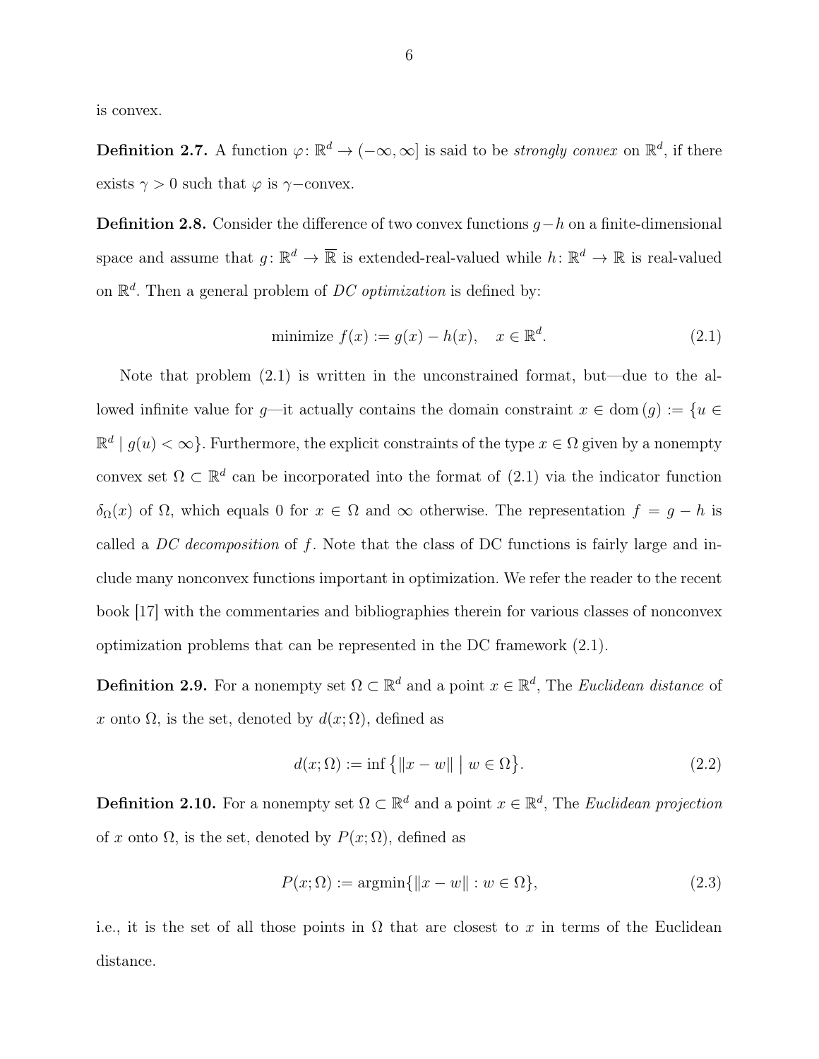is convex.

**Definition 2.7.** A function $\varphi\colon \mathbb{R}^d \to (-\infty, \infty]$ is said to be *strongly convex* on $\mathbb{R}^d$, if there exists $\gamma > 0$ such that $\varphi$ is $\gamma-$convex.

**Definition 2.8.** Consider the difference of two convex functions $g-h$ on a finite-dimensional space and assume that $g\colon \mathbb{R}^d \to \overline{\mathbb{R}}$ is extended-real-valued while $h\colon \mathbb{R}^d \to \mathbb{R}$ is real-valued on $\mathbb{R}^d$. Then a general problem of *DC optimization* is defined by:

$$\text{minimize } f(x) := g(x) - h(x), \quad x \in \mathbb{R}^d. \tag{2.1}$$

Note that problem (2.1) is written in the unconstrained format, but—due to the allowed infinite value for $g$—it actually contains the domain constraint $x \in \operatorname{dom}(g) := \{u \in \mathbb{R}^d \mid g(u) < \infty\}$. Furthermore, the explicit constraints of the type $x \in \Omega$ given by a nonempty convex set $\Omega \subset \mathbb{R}^d$ can be incorporated into the format of (2.1) via the indicator function $\delta_\Omega(x)$ of $\Omega$, which equals 0 for $x \in \Omega$ and $\infty$ otherwise. The representation $f = g - h$ is called a *DC decomposition* of $f$. Note that the class of DC functions is fairly large and include many nonconvex functions important in optimization. We refer the reader to the recent book [17] with the commentaries and bibliographies therein for various classes of nonconvex optimization problems that can be represented in the DC framework (2.1).

**Definition 2.9.** For a nonempty set $\Omega \subset \mathbb{R}^d$ and a point $x \in \mathbb{R}^d$, The *Euclidean distance* of $x$ onto $\Omega$, is the set, denoted by $d(x; \Omega)$, defined as

$$d(x;\Omega) := \inf\big\{\|x - w\| \;\big|\; w \in \Omega\big\}. \tag{2.2}$$

**Definition 2.10.** For a nonempty set $\Omega \subset \mathbb{R}^d$ and a point $x \in \mathbb{R}^d$, The *Euclidean projection* of $x$ onto $\Omega$, is the set, denoted by $P(x; \Omega)$, defined as

$$P(x;\Omega) := \operatorname{argmin}\{\|x - w\| : w \in \Omega\}, \tag{2.3}$$

i.e., it is the set of all those points in $\Omega$ that are closest to $x$ in terms of the Euclidean distance.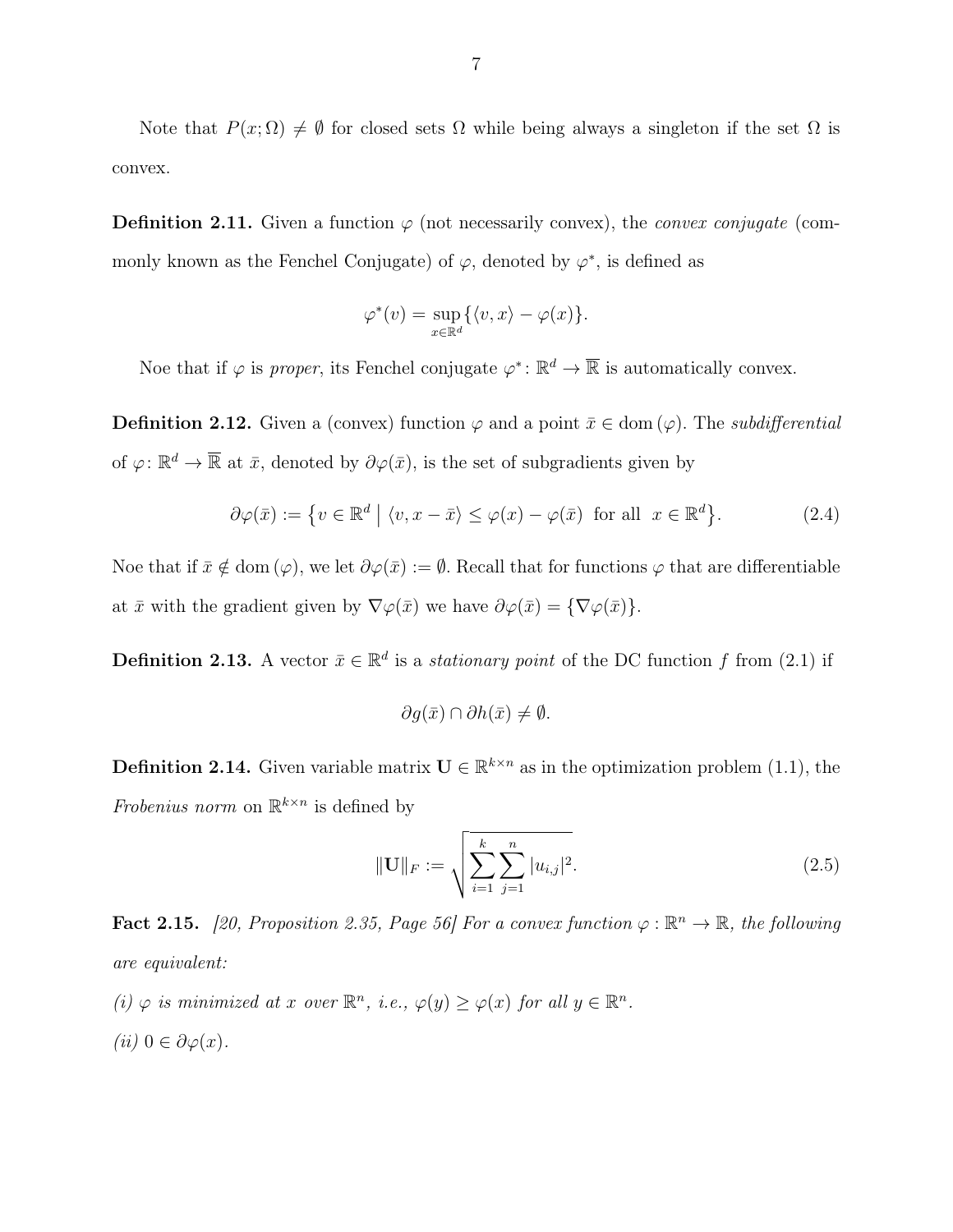Note that $P(x;\Omega) \neq \emptyset$ for closed sets $\Omega$ while being always a singleton if the set $\Omega$ is convex.

**Definition 2.11.** Given a function $\varphi$ (not necessarily convex), the *convex conjugate* (commonly known as the Fenchel Conjugate) of $\varphi$, denoted by $\varphi^*$, is defined as

$$\varphi^*(v) = \sup_{x \in \mathbb{R}^d} \{\langle v, x \rangle - \varphi(x)\}.$$

Noe that if $\varphi$ is *proper*, its Fenchel conjugate $\varphi^* \colon \mathbb{R}^d \to \overline{\mathbb{R}}$ is automatically convex.

**Definition 2.12.** Given a (convex) function $\varphi$ and a point $\bar{x} \in \operatorname{dom}(\varphi)$. The *subdifferential* of $\varphi \colon \mathbb{R}^d \to \overline{\mathbb{R}}$ at $\bar{x}$, denoted by $\partial\varphi(\bar{x})$, is the set of subgradients given by

$$\partial\varphi(\bar{x}) := \left\{ v \in \mathbb{R}^d \;\middle|\; \langle v, x - \bar{x} \rangle \leq \varphi(x) - \varphi(\bar{x}) \;\text{ for all }\; x \in \mathbb{R}^d \right\}. \tag{2.4}$$

Noe that if $\bar{x} \notin \operatorname{dom}(\varphi)$, we let $\partial\varphi(\bar{x}) := \emptyset$. Recall that for functions $\varphi$ that are differentiable at $\bar{x}$ with the gradient given by $\nabla\varphi(\bar{x})$ we have $\partial\varphi(\bar{x}) = \{\nabla\varphi(\bar{x})\}$.

**Definition 2.13.** A vector $\bar{x} \in \mathbb{R}^d$ is a *stationary point* of the DC function $f$ from (2.1) if

$$\partial g(\bar{x}) \cap \partial h(\bar{x}) \neq \emptyset.$$

**Definition 2.14.** Given variable matrix $\mathbf{U} \in \mathbb{R}^{k \times n}$ as in the optimization problem (1.1), the *Frobenius norm* on $\mathbb{R}^{k \times n}$ is defined by

$$\|\mathbf{U}\|_F := \sqrt{\sum_{i=1}^{k} \sum_{j=1}^{n} |u_{i,j}|^2}. \tag{2.5}$$

**Fact 2.15.** *[20, Proposition 2.35, Page 56] For a convex function $\varphi : \mathbb{R}^n \to \mathbb{R}$, the following are equivalent:*

*(i) $\varphi$ is minimized at $x$ over $\mathbb{R}^n$, i.e., $\varphi(y) \geq \varphi(x)$ for all $y \in \mathbb{R}^n$.*

*(ii) $0 \in \partial\varphi(x)$.*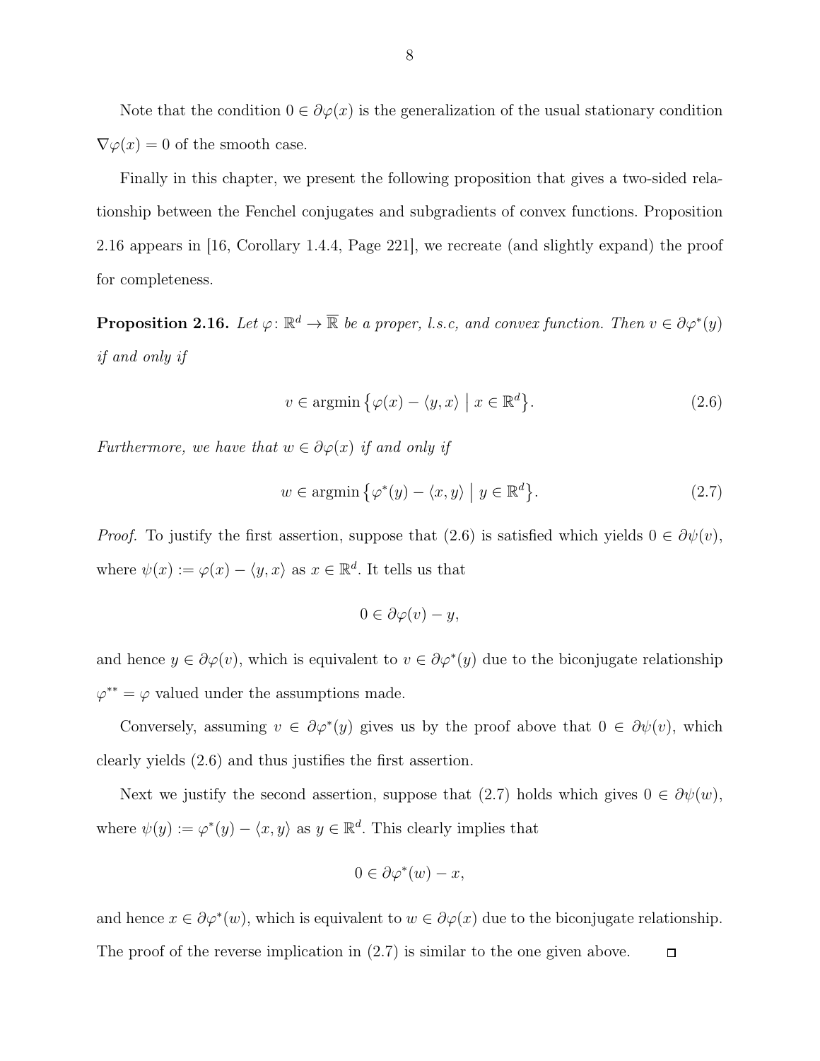Note that the condition $0 \in \partial\varphi(x)$ is the generalization of the usual stationary condition $\nabla\varphi(x) = 0$ of the smooth case.

Finally in this chapter, we present the following proposition that gives a two-sided relationship between the Fenchel conjugates and subgradients of convex functions. Proposition 2.16 appears in [16, Corollary 1.4.4, Page 221], we recreate (and slightly expand) the proof for completeness.

**Proposition 2.16.** *Let $\varphi\colon \mathbb{R}^d \to \overline{\mathbb{R}}$ be a proper, l.s.c, and convex function. Then $v \in \partial\varphi^*(y)$ if and only if*

$$v \in \operatorname{argmin}\big\{\varphi(x) - \langle y, x\rangle \;\big|\; x \in \mathbb{R}^d\big\}. \tag{2.6}$$

*Furthermore, we have that $w \in \partial\varphi(x)$ if and only if*

$$w \in \operatorname{argmin}\big\{\varphi^*(y) - \langle x, y\rangle \;\big|\; y \in \mathbb{R}^d\big\}. \tag{2.7}$$

*Proof.* To justify the first assertion, suppose that (2.6) is satisfied which yields $0 \in \partial\psi(v)$, where $\psi(x) := \varphi(x) - \langle y, x\rangle$ as $x \in \mathbb{R}^d$. It tells us that

$$0 \in \partial\varphi(v) - y,$$

and hence $y \in \partial\varphi(v)$, which is equivalent to $v \in \partial\varphi^*(y)$ due to the biconjugate relationship $\varphi^{**} = \varphi$ valued under the assumptions made.

Conversely, assuming $v \in \partial\varphi^*(y)$ gives us by the proof above that $0 \in \partial\psi(v)$, which clearly yields (2.6) and thus justifies the first assertion.

Next we justify the second assertion, suppose that (2.7) holds which gives $0 \in \partial\psi(w)$, where $\psi(y) := \varphi^*(y) - \langle x, y\rangle$ as $y \in \mathbb{R}^d$. This clearly implies that

$$0 \in \partial\varphi^*(w) - x,$$

and hence $x \in \partial\varphi^*(w)$, which is equivalent to $w \in \partial\varphi(x)$ due to the biconjugate relationship. The proof of the reverse implication in (2.7) is similar to the one given above. $\square$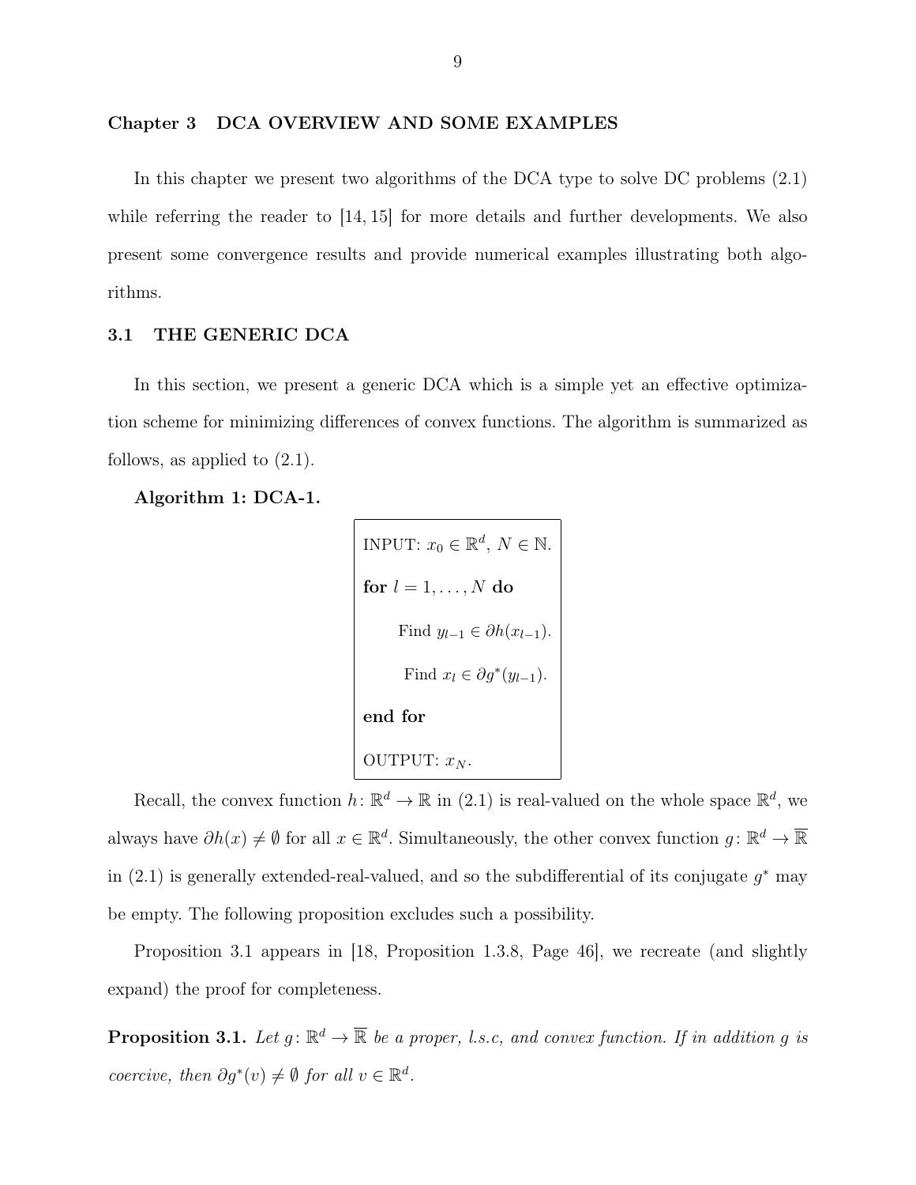# Chapter 3 DCA OVERVIEW AND SOME EXAMPLES

In this chapter we present two algorithms of the DCA type to solve DC problems (2.1) while referring the reader to [14, 15] for more details and further developments. We also present some convergence results and provide numerical examples illustrating both algorithms.

## 3.1 THE GENERIC DCA

In this section, we present a generic DCA which is a simple yet an effective optimization scheme for minimizing differences of convex functions. The algorithm is summarized as follows, as applied to (2.1).

**Algorithm 1: DCA-1.**

```
INPUT: x_0 ∈ ℝ^d, N ∈ ℕ.
for l = 1, ..., N do
    Find y_{l-1} ∈ ∂h(x_{l-1}).
    Find x_l ∈ ∂g*(y_{l-1}).
end for
OUTPUT: x_N.
```

Recall, the convex function $h\colon \mathbb{R}^d \to \mathbb{R}$ in (2.1) is real-valued on the whole space $\mathbb{R}^d$, we always have $\partial h(x) \neq \emptyset$ for all $x \in \mathbb{R}^d$. Simultaneously, the other convex function $g\colon \mathbb{R}^d \to \overline{\mathbb{R}}$ in (2.1) is generally extended-real-valued, and so the subdifferential of its conjugate $g^*$ may be empty. The following proposition excludes such a possibility.

Proposition 3.1 appears in [18, Proposition 1.3.8, Page 46], we recreate (and slightly expand) the proof for completeness.

**Proposition 3.1.** *Let $g\colon \mathbb{R}^d \to \overline{\mathbb{R}}$ be a proper, l.s.c, and convex function. If in addition $g$ is coercive, then $\partial g^*(v) \neq \emptyset$ for all $v \in \mathbb{R}^d$.*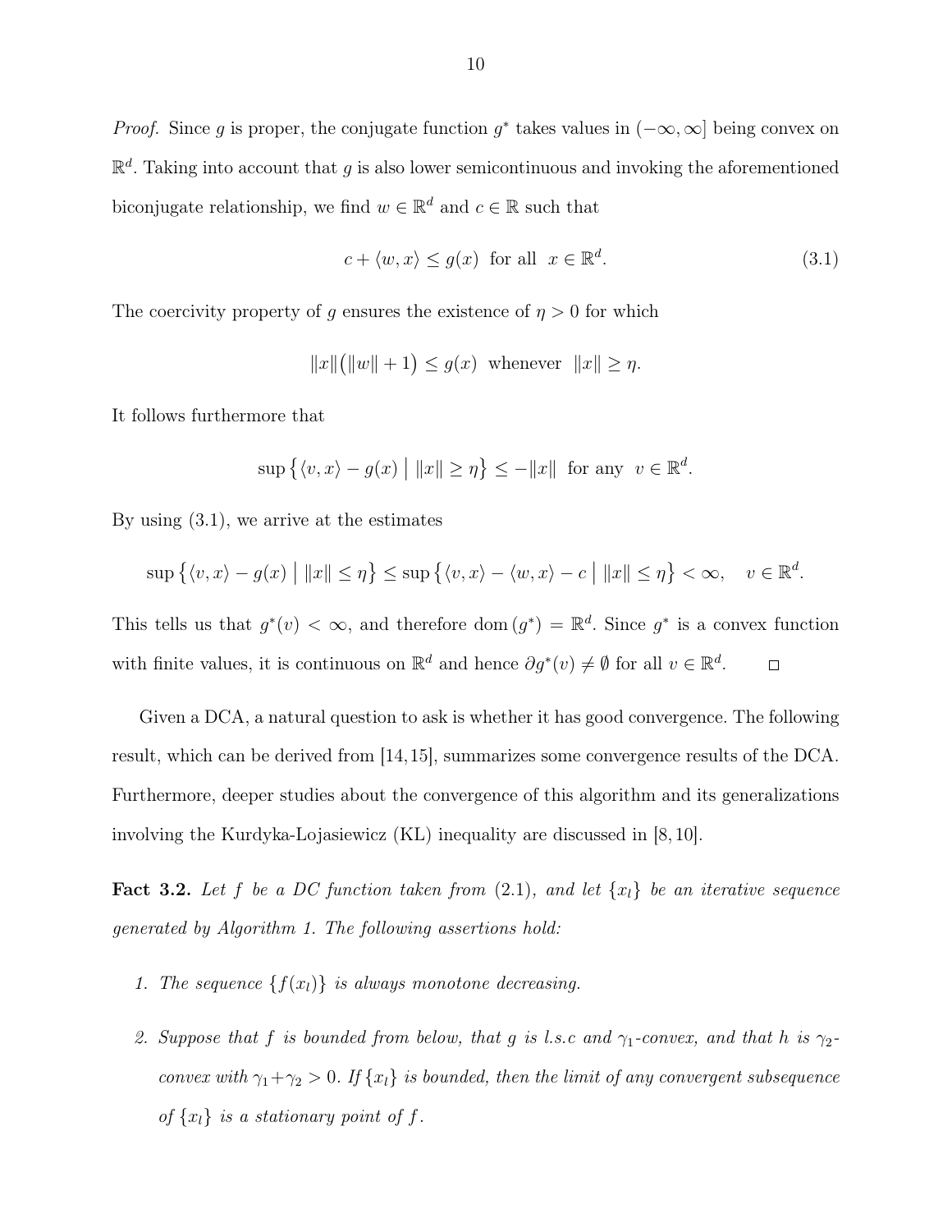*Proof.* Since $g$ is proper, the conjugate function $g^*$ takes values in $(-\infty, \infty]$ being convex on $\mathbb{R}^d$. Taking into account that $g$ is also lower semicontinuous and invoking the aforementioned biconjugate relationship, we find $w \in \mathbb{R}^d$ and $c \in \mathbb{R}$ such that

$$c + \langle w, x \rangle \le g(x) \;\text{ for all }\; x \in \mathbb{R}^d. \tag{3.1}$$

The coercivity property of $g$ ensures the existence of $\eta > 0$ for which

$$\|x\|\big(\|w\| + 1\big) \le g(x) \;\text{ whenever }\; \|x\| \ge \eta.$$

It follows furthermore that

$$\sup\big\{\langle v, x\rangle - g(x) \;\big|\; \|x\| \ge \eta\big\} \le -\|x\| \;\text{ for any }\; v \in \mathbb{R}^d.$$

By using (3.1), we arrive at the estimates

$$\sup\big\{\langle v, x\rangle - g(x) \;\big|\; \|x\| \le \eta\big\} \le \sup\big\{\langle v, x\rangle - \langle w, x\rangle - c \;\big|\; \|x\| \le \eta\big\} < \infty, \quad v \in \mathbb{R}^d.$$

This tells us that $g^*(v) < \infty$, and therefore $\operatorname{dom}(g^*) = \mathbb{R}^d$. Since $g^*$ is a convex function with finite values, it is continuous on $\mathbb{R}^d$ and hence $\partial g^*(v) \neq \emptyset$ for all $v \in \mathbb{R}^d$. $\square$

Given a DCA, a natural question to ask is whether it has good convergence. The following result, which can be derived from [14, 15], summarizes some convergence results of the DCA. Furthermore, deeper studies about the convergence of this algorithm and its generalizations involving the Kurdyka-Lojasiewicz (KL) inequality are discussed in [8, 10].

**Fact 3.2.** *Let $f$ be a DC function taken from (2.1), and let $\{x_l\}$ be an iterative sequence generated by Algorithm 1. The following assertions hold:*

1. *The sequence $\{f(x_l)\}$ is always monotone decreasing.*

2. *Suppose that $f$ is bounded from below, that $g$ is l.s.c and $\gamma_1$-convex, and that $h$ is $\gamma_2$-convex with $\gamma_1 + \gamma_2 > 0$. If $\{x_l\}$ is bounded, then the limit of any convergent subsequence of $\{x_l\}$ is a stationary point of $f$.*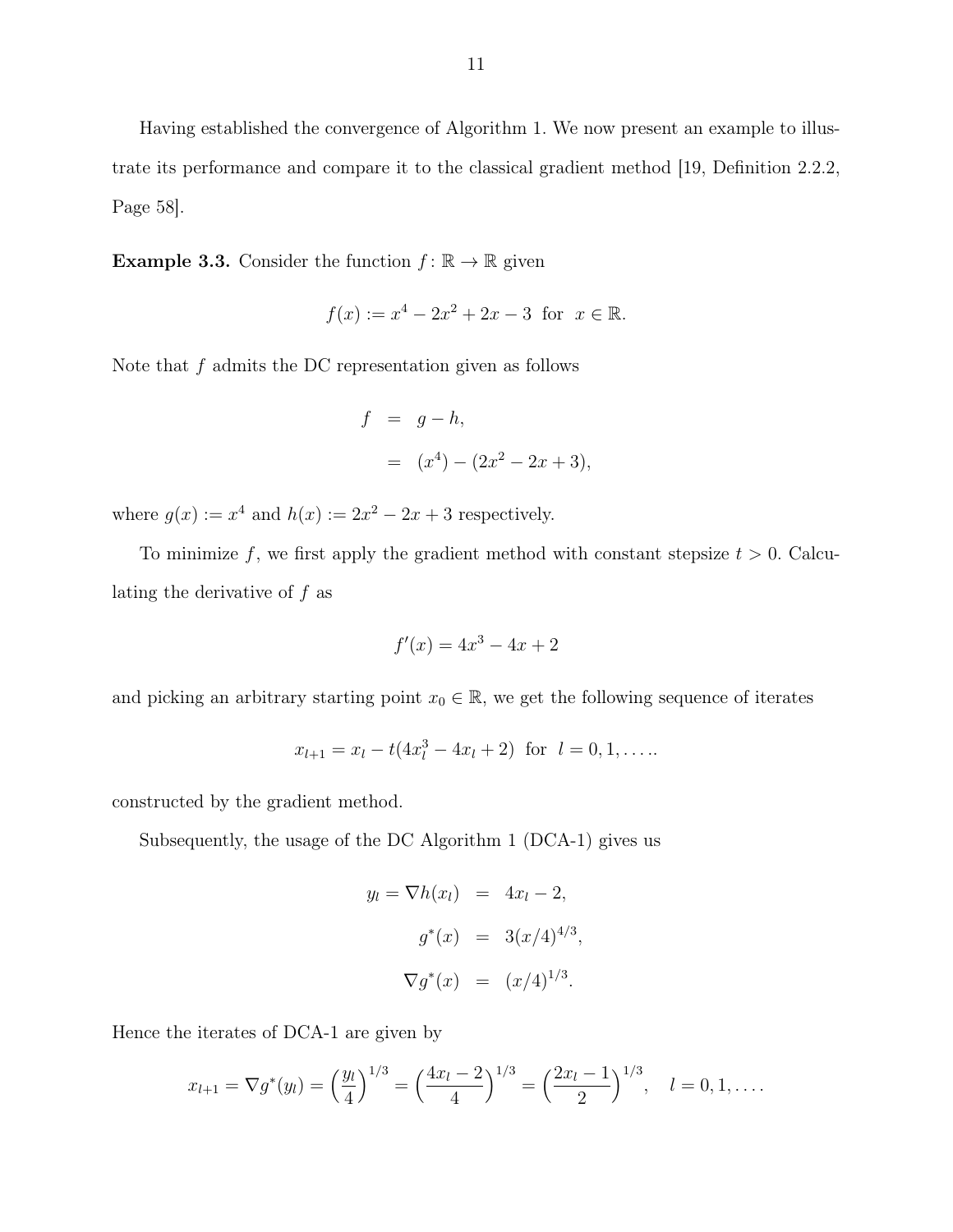Having established the convergence of Algorithm 1. We now present an example to illustrate its performance and compare it to the classical gradient method [19, Definition 2.2.2, Page 58].

**Example 3.3.** Consider the function $f\colon \mathbb{R} \to \mathbb{R}$ given

$$f(x) := x^4 - 2x^2 + 2x - 3 \ \text{ for } \ x \in \mathbb{R}.$$

Note that $f$ admits the DC representation given as follows

$$\begin{aligned} f &= g - h, \\ &= (x^4) - (2x^2 - 2x + 3), \end{aligned}$$

where $g(x) := x^4$ and $h(x) := 2x^2 - 2x + 3$ respectively.

To minimize $f$, we first apply the gradient method with constant stepsize $t > 0$. Calculating the derivative of $f$ as

$$f'(x) = 4x^3 - 4x + 2$$

and picking an arbitrary starting point $x_0 \in \mathbb{R}$, we get the following sequence of iterates

$$x_{l+1} = x_l - t(4x_l^3 - 4x_l + 2) \ \text{ for } \ l = 0, 1, \ldots.$$

constructed by the gradient method.

Subsequently, the usage of the DC Algorithm 1 (DCA-1) gives us

$$\begin{aligned} y_l = \nabla h(x_l) &= 4x_l - 2, \\ g^*(x) &= 3(x/4)^{4/3}, \\ \nabla g^*(x) &= (x/4)^{1/3}. \end{aligned}$$

Hence the iterates of DCA-1 are given by

$$x_{l+1} = \nabla g^*(y_l) = \Big(\frac{y_l}{4}\Big)^{1/3} = \Big(\frac{4x_l - 2}{4}\Big)^{1/3} = \Big(\frac{2x_l - 1}{2}\Big)^{1/3}, \quad l = 0, 1, \ldots.$$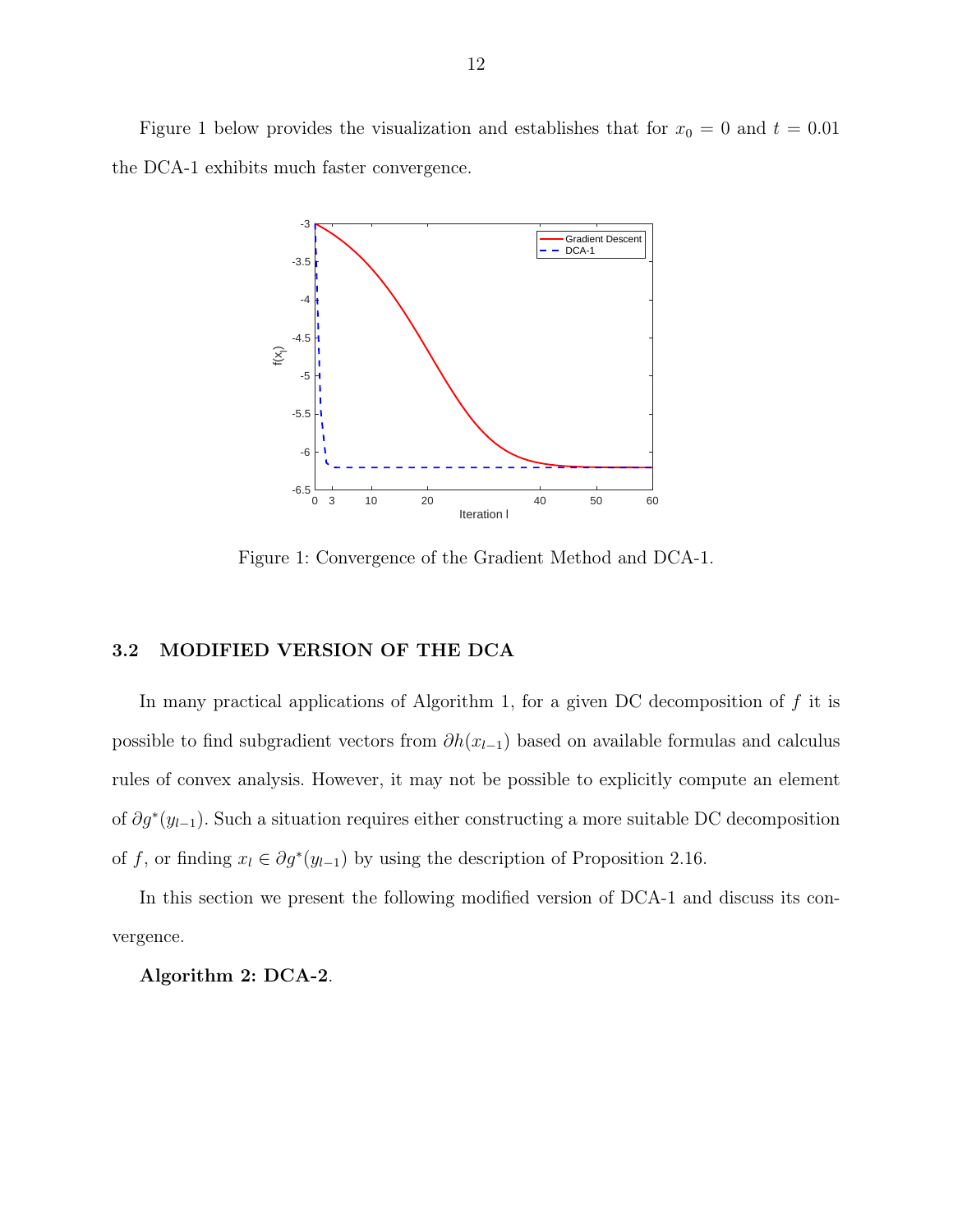Figure 1 below provides the visualization and establishes that for $x_0 = 0$ and $t = 0.01$ the DCA-1 exhibits much faster convergence.

Figure 1: Convergence of the Gradient Method and DCA-1.

## 3.2 MODIFIED VERSION OF THE DCA

In many practical applications of Algorithm 1, for a given DC decomposition of $f$ it is possible to find subgradient vectors from $\partial h(x_{l-1})$ based on available formulas and calculus rules of convex analysis. However, it may not be possible to explicitly compute an element of $\partial g^*(y_{l-1})$. Such a situation requires either constructing a more suitable DC decomposition of $f$, or finding $x_l \in \partial g^*(y_{l-1})$ by using the description of Proposition 2.16.

In this section we present the following modified version of DCA-1 and discuss its convergence.

**Algorithm 2: DCA-2**.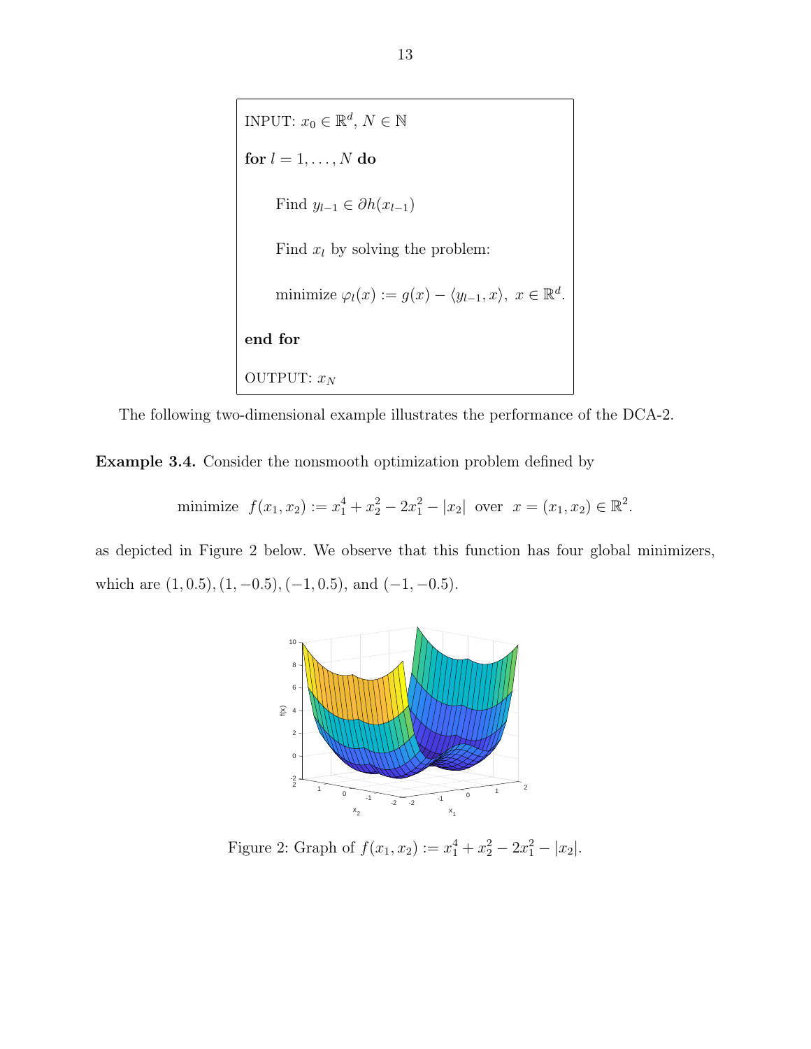INPUT: $x_0 \in \mathbb{R}^d$, $N \in \mathbb{N}$

**for** $l = 1, \ldots, N$ **do**

Find $y_{l-1} \in \partial h(x_{l-1})$

Find $x_l$ by solving the problem:

minimize $\varphi_l(x) := g(x) - \langle y_{l-1}, x \rangle,\ x \in \mathbb{R}^d.$

**end for**

OUTPUT: $x_N$

The following two-dimensional example illustrates the performance of the DCA-2.

**Example 3.4.** Consider the nonsmooth optimization problem defined by

$$\text{minimize } \ f(x_1, x_2) := x_1^4 + x_2^2 - 2x_1^2 - |x_2| \ \text{ over } \ x = (x_1, x_2) \in \mathbb{R}^2.$$

as depicted in Figure 2 below. We observe that this function has four global minimizers, which are $(1, 0.5), (1, -0.5), (-1, 0.5)$, and $(-1, -0.5)$.

Figure 2: Graph of $f(x_1, x_2) := x_1^4 + x_2^2 - 2x_1^2 - |x_2|$.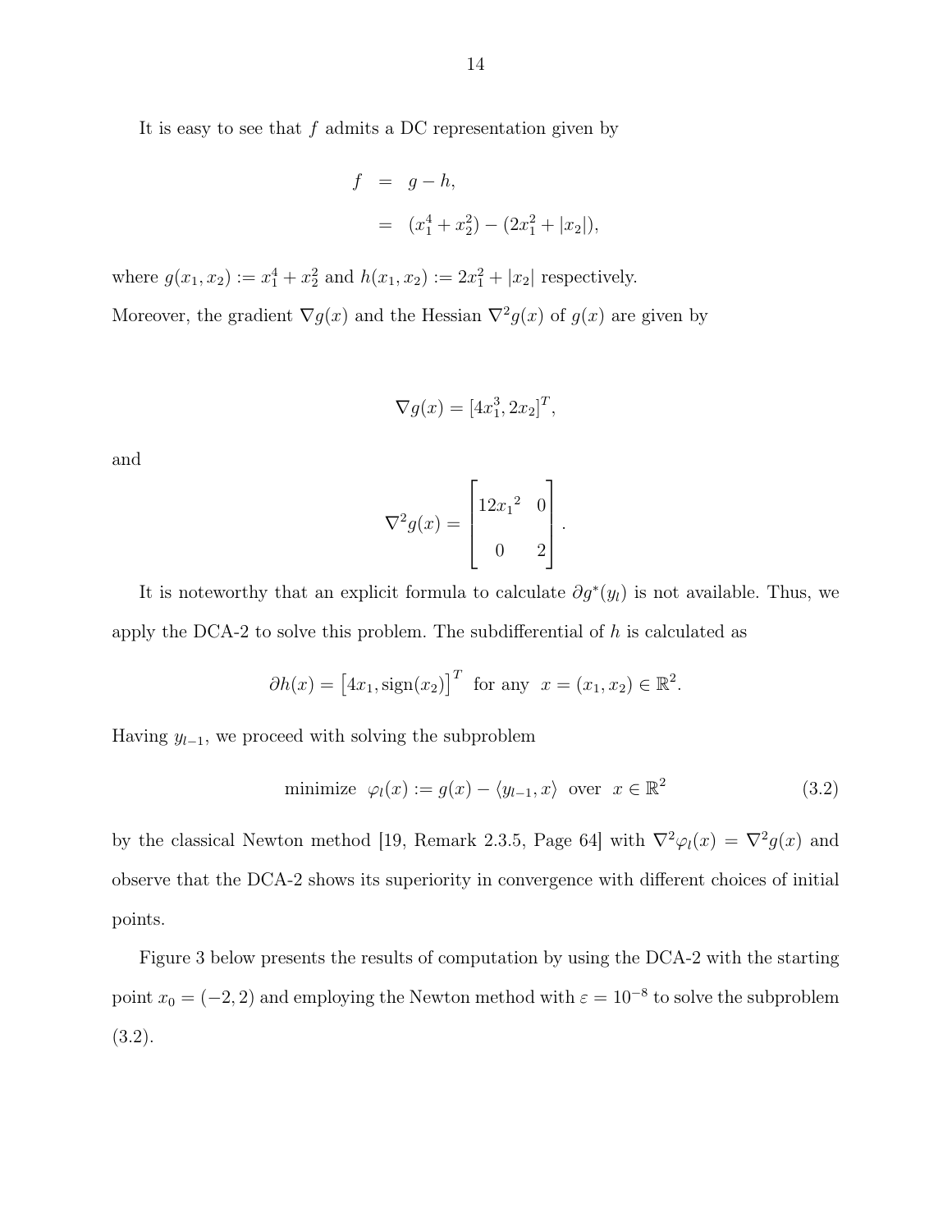It is easy to see that $f$ admits a DC representation given by

$$
\begin{aligned}
f &= g - h, \\
&= (x_1^4 + x_2^2) - (2x_1^2 + |x_2|),
\end{aligned}
$$

where $g(x_1, x_2) := x_1^4 + x_2^2$ and $h(x_1, x_2) := 2x_1^2 + |x_2|$ respectively.

Moreover, the gradient $\nabla g(x)$ and the Hessian $\nabla^2 g(x)$ of $g(x)$ are given by

$$
\nabla g(x) = [4x_1^3, 2x_2]^T,
$$

and

$$
\nabla^2 g(x) = \begin{bmatrix} 12{x_1}^2 & 0 \\ 0 & 2 \end{bmatrix}.
$$

It is noteworthy that an explicit formula to calculate $\partial g^*(y_l)$ is not available. Thus, we apply the DCA-2 to solve this problem. The subdifferential of $h$ is calculated as

$$
\partial h(x) = \left[4x_1, \operatorname{sign}(x_2)\right]^T \text{ for any } x = (x_1, x_2) \in \mathbb{R}^2.
$$

Having $y_{l-1}$, we proceed with solving the subproblem

$$
\text{minimize } \varphi_l(x) := g(x) - \langle y_{l-1}, x \rangle \text{ over } x \in \mathbb{R}^2 \tag{3.2}
$$

by the classical Newton method [19, Remark 2.3.5, Page 64] with $\nabla^2 \varphi_l(x) = \nabla^2 g(x)$ and observe that the DCA-2 shows its superiority in convergence with different choices of initial points.

Figure 3 below presents the results of computation by using the DCA-2 with the starting point $x_0 = (-2, 2)$ and employing the Newton method with $\varepsilon = 10^{-8}$ to solve the subproblem (3.2).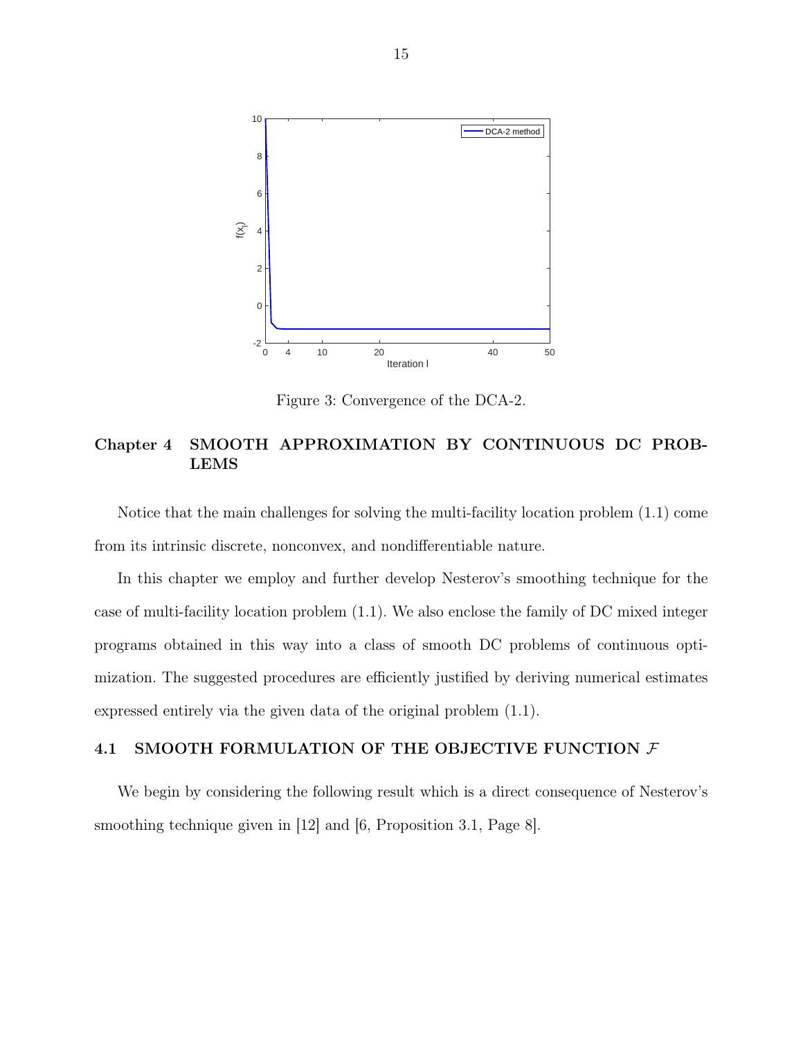Figure 3: Convergence of the DCA-2.

# Chapter 4 SMOOTH APPROXIMATION BY CONTINUOUS DC PROBLEMS

Notice that the main challenges for solving the multi-facility location problem (1.1) come from its intrinsic discrete, nonconvex, and nondifferentiable nature.

In this chapter we employ and further develop Nesterov's smoothing technique for the case of multi-facility location problem (1.1). We also enclose the family of DC mixed integer programs obtained in this way into a class of smooth DC problems of continuous optimization. The suggested procedures are efficiently justified by deriving numerical estimates expressed entirely via the given data of the original problem (1.1).

## 4.1 SMOOTH FORMULATION OF THE OBJECTIVE FUNCTION $\mathcal{F}$

We begin by considering the following result which is a direct consequence of Nesterov's smoothing technique given in [12] and [6, Proposition 3.1, Page 8].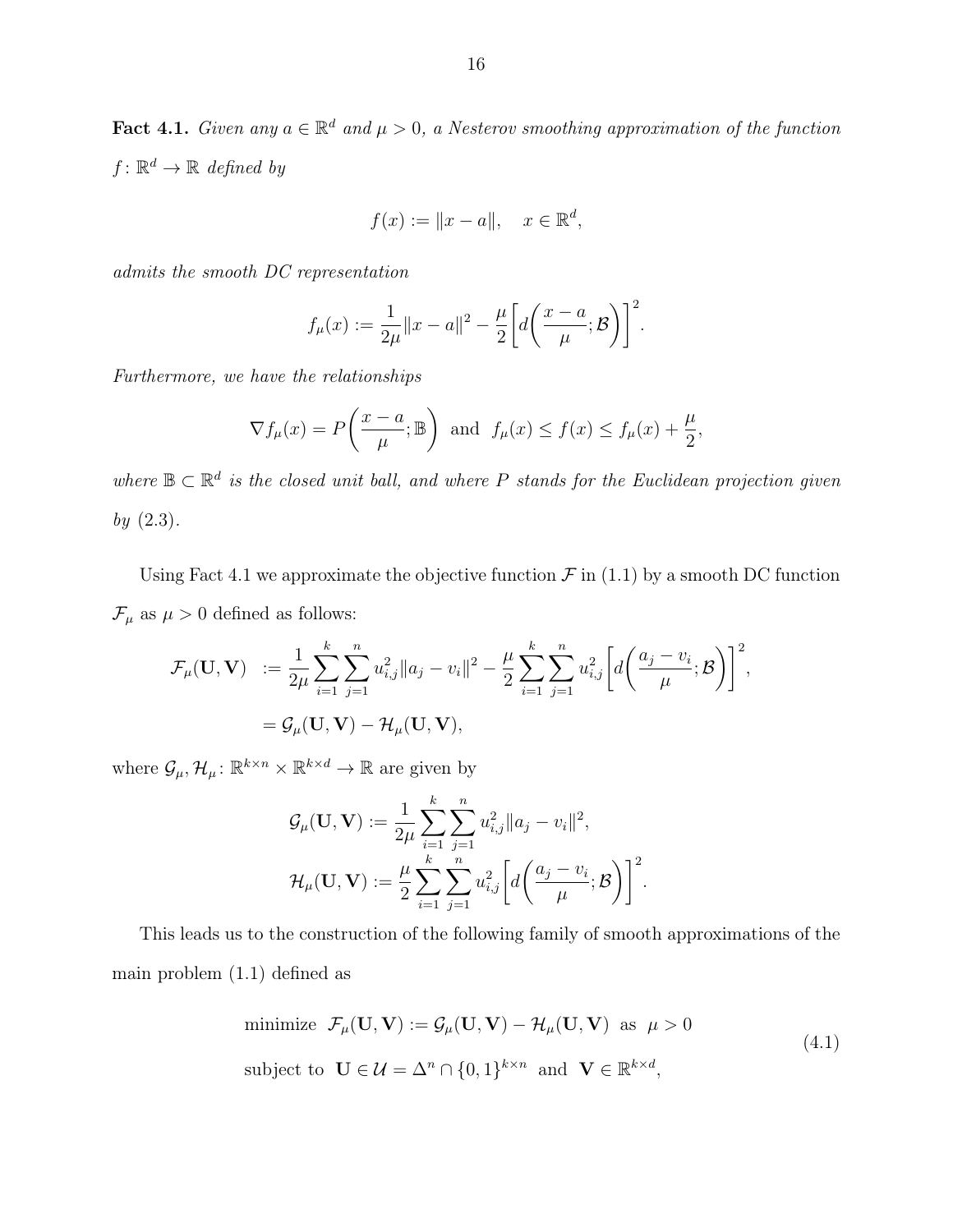**Fact 4.1.** *Given any $a \in \mathbb{R}^d$ and $\mu > 0$, a Nesterov smoothing approximation of the function $f \colon \mathbb{R}^d \to \mathbb{R}$ defined by*

$$f(x) := \|x - a\|, \quad x \in \mathbb{R}^d,$$

*admits the smooth DC representation*

$$f_\mu(x) := \frac{1}{2\mu}\|x - a\|^2 - \frac{\mu}{2}\left[d\left(\frac{x-a}{\mu}; \mathcal{B}\right)\right]^2.$$

*Furthermore, we have the relationships*

$$\nabla f_\mu(x) = P\left(\frac{x-a}{\mu}; \mathbb{B}\right) \text{ and } f_\mu(x) \leq f(x) \leq f_\mu(x) + \frac{\mu}{2},$$

*where $\mathbb{B} \subset \mathbb{R}^d$ is the closed unit ball, and where $P$ stands for the Euclidean projection given by (2.3).*

Using Fact 4.1 we approximate the objective function $\mathcal{F}$ in (1.1) by a smooth DC function $\mathcal{F}_\mu$ as $\mu > 0$ defined as follows:

$$\begin{aligned}
\mathcal{F}_\mu(\mathbf{U}, \mathbf{V}) &:= \frac{1}{2\mu}\sum_{i=1}^{k}\sum_{j=1}^{n} u_{i,j}^2 \|a_j - v_i\|^2 - \frac{\mu}{2}\sum_{i=1}^{k}\sum_{j=1}^{n} u_{i,j}^2 \left[d\left(\frac{a_j - v_i}{\mu}; \mathcal{B}\right)\right]^2, \\
&= \mathcal{G}_\mu(\mathbf{U}, \mathbf{V}) - \mathcal{H}_\mu(\mathbf{U}, \mathbf{V}),
\end{aligned}$$

where $\mathcal{G}_\mu, \mathcal{H}_\mu \colon \mathbb{R}^{k \times n} \times \mathbb{R}^{k \times d} \to \mathbb{R}$ are given by

$$\begin{aligned}
\mathcal{G}_\mu(\mathbf{U}, \mathbf{V}) &:= \frac{1}{2\mu}\sum_{i=1}^{k}\sum_{j=1}^{n} u_{i,j}^2 \|a_j - v_i\|^2, \\
\mathcal{H}_\mu(\mathbf{U}, \mathbf{V}) &:= \frac{\mu}{2}\sum_{i=1}^{k}\sum_{j=1}^{n} u_{i,j}^2 \left[d\left(\frac{a_j - v_i}{\mu}; \mathcal{B}\right)\right]^2.
\end{aligned}$$

This leads us to the construction of the following family of smooth approximations of the main problem (1.1) defined as

$$\begin{aligned}
&\text{minimize } \ \mathcal{F}_\mu(\mathbf{U}, \mathbf{V}) := \mathcal{G}_\mu(\mathbf{U}, \mathbf{V}) - \mathcal{H}_\mu(\mathbf{U}, \mathbf{V}) \ \text{ as } \ \mu > 0 \\
&\text{subject to } \ \mathbf{U} \in \mathcal{U} = \Delta^n \cap \{0, 1\}^{k \times n} \ \text{ and } \ \mathbf{V} \in \mathbb{R}^{k \times d},
\end{aligned} \tag{4.1}$$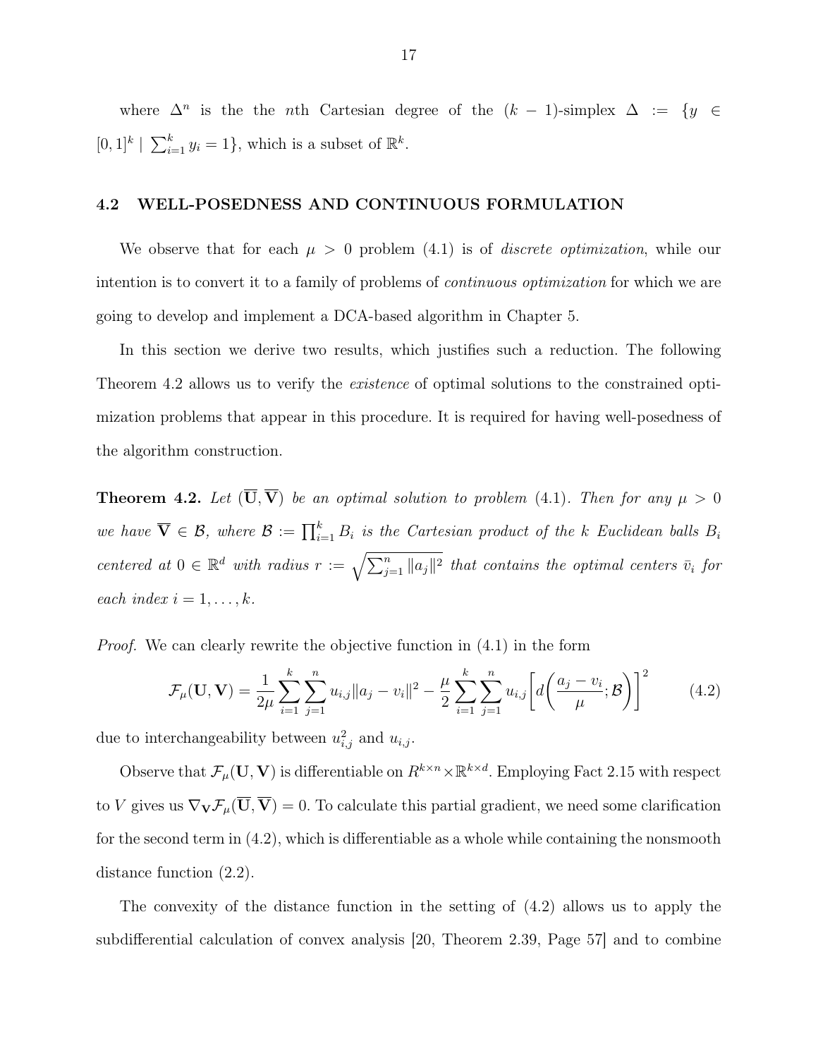where $\Delta^n$ is the the $n$th Cartesian degree of the $(k-1)$-simplex $\Delta := \{y \in [0,1]^k \mid \sum_{i=1}^k y_i = 1\}$, which is a subset of $\mathbb{R}^k$.

## 4.2 WELL-POSEDNESS AND CONTINUOUS FORMULATION

We observe that for each $\mu > 0$ problem (4.1) is of *discrete optimization*, while our intention is to convert it to a family of problems of *continuous optimization* for which we are going to develop and implement a DCA-based algorithm in Chapter 5.

In this section we derive two results, which justifies such a reduction. The following Theorem 4.2 allows us to verify the *existence* of optimal solutions to the constrained optimization problems that appear in this procedure. It is required for having well-posedness of the algorithm construction.

**Theorem 4.2.** *Let $(\overline{\mathbf{U}}, \overline{\mathbf{V}})$ be an optimal solution to problem (4.1). Then for any $\mu > 0$ we have $\overline{\mathbf{V}} \in \mathcal{B}$, where $\mathcal{B} := \prod_{i=1}^k B_i$ is the Cartesian product of the $k$ Euclidean balls $B_i$ centered at $0 \in \mathbb{R}^d$ with radius $r := \sqrt{\sum_{j=1}^n \|a_j\|^2}$ that contains the optimal centers $\bar{v}_i$ for each index $i = 1, \ldots, k$.*

*Proof.* We can clearly rewrite the objective function in (4.1) in the form

$$\mathcal{F}_\mu(\mathbf{U}, \mathbf{V}) = \frac{1}{2\mu} \sum_{i=1}^k \sum_{j=1}^n u_{i,j} \|a_j - v_i\|^2 - \frac{\mu}{2} \sum_{i=1}^k \sum_{j=1}^n u_{i,j} \left[ d\left( \frac{a_j - v_i}{\mu}; \mathcal{B} \right) \right]^2 \tag{4.2}$$

due to interchangeability between $u_{i,j}^2$ and $u_{i,j}$.

Observe that $\mathcal{F}_\mu(\mathbf{U}, \mathbf{V})$ is differentiable on $R^{k \times n} \times \mathbb{R}^{k \times d}$. Employing Fact 2.15 with respect to $V$ gives us $\nabla_{\mathbf{V}} \mathcal{F}_\mu(\overline{\mathbf{U}}, \overline{\mathbf{V}}) = 0$. To calculate this partial gradient, we need some clarification for the second term in (4.2), which is differentiable as a whole while containing the nonsmooth distance function (2.2).

The convexity of the distance function in the setting of (4.2) allows us to apply the subdifferential calculation of convex analysis [20, Theorem 2.39, Page 57] and to combine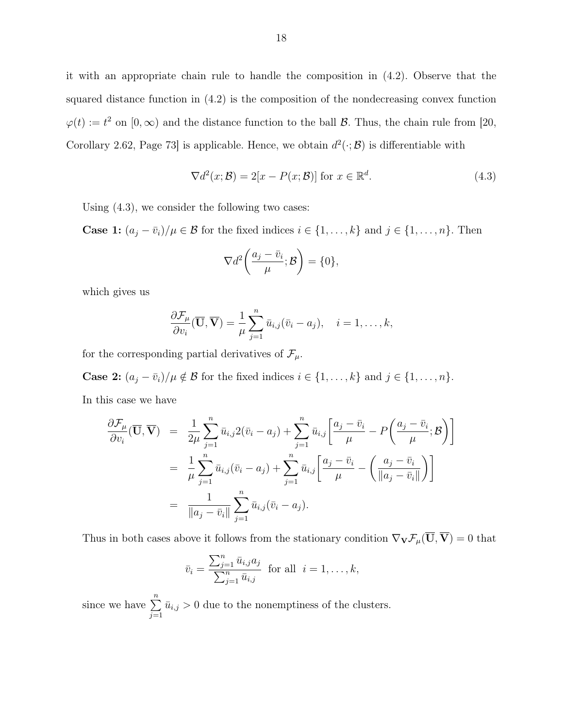it with an appropriate chain rule to handle the composition in (4.2). Observe that the squared distance function in (4.2) is the composition of the nondecreasing convex function $\varphi(t) := t^2$ on $[0, \infty)$ and the distance function to the ball $\mathcal{B}$. Thus, the chain rule from [20, Corollary 2.62, Page 73] is applicable. Hence, we obtain $d^2(\cdot; \mathcal{B})$ is differentiable with

$$\nabla d^2(x; \mathcal{B}) = 2[x - P(x; \mathcal{B})] \text{ for } x \in \mathbb{R}^d. \tag{4.3}$$

Using (4.3), we consider the following two cases:

**Case 1:** $(a_j - \bar{v}_i)/\mu \in \mathcal{B}$ for the fixed indices $i \in \{1, \ldots, k\}$ and $j \in \{1, \ldots, n\}$. Then

$$\nabla d^2\bigg(\frac{a_j - \bar{v}_i}{\mu}; \mathcal{B}\bigg) = \{0\},$$

which gives us

$$\frac{\partial \mathcal{F}_\mu}{\partial v_i}(\overline{\mathbf{U}}, \overline{\mathbf{V}}) = \frac{1}{\mu} \sum_{j=1}^{n} \bar{u}_{i,j}(\bar{v}_i - a_j), \quad i = 1, \ldots, k,$$

for the corresponding partial derivatives of $\mathcal{F}_\mu$.

**Case 2:** $(a_j - \bar{v}_i)/\mu \notin \mathcal{B}$ for the fixed indices $i \in \{1, \ldots, k\}$ and $j \in \{1, \ldots, n\}$.

In this case we have

$$\begin{aligned}
\frac{\partial \mathcal{F}_\mu}{\partial v_i}(\overline{\mathbf{U}}, \overline{\mathbf{V}}) &= \frac{1}{2\mu} \sum_{j=1}^{n} \bar{u}_{i,j} 2(\bar{v}_i - a_j) + \sum_{j=1}^{n} \bar{u}_{i,j} \bigg[\frac{a_j - \bar{v}_i}{\mu} - P\bigg(\frac{a_j - \bar{v}_i}{\mu}; \mathcal{B}\bigg)\bigg] \\
&= \frac{1}{\mu} \sum_{j=1}^{n} \bar{u}_{i,j}(\bar{v}_i - a_j) + \sum_{j=1}^{n} \bar{u}_{i,j} \bigg[\frac{a_j - \bar{v}_i}{\mu} - \bigg(\frac{a_j - \bar{v}_i}{\|a_j - \bar{v}_i\|}\bigg)\bigg] \\
&= \frac{1}{\|a_j - \bar{v}_i\|} \sum_{j=1}^{n} \bar{u}_{i,j}(\bar{v}_i - a_j).
\end{aligned}$$

Thus in both cases above it follows from the stationary condition $\nabla_{\mathbf{V}} \mathcal{F}_\mu(\overline{\mathbf{U}}, \overline{\mathbf{V}}) = 0$ that

$$\bar{v}_i = \frac{\sum_{j=1}^{n} \bar{u}_{i,j} a_j}{\sum_{j=1}^{n} \bar{u}_{i,j}} \text{ for all } i = 1, \ldots, k,$$

since we have $\sum\limits_{j=1}^{n} \bar{u}_{i,j} > 0$ due to the nonemptiness of the clusters.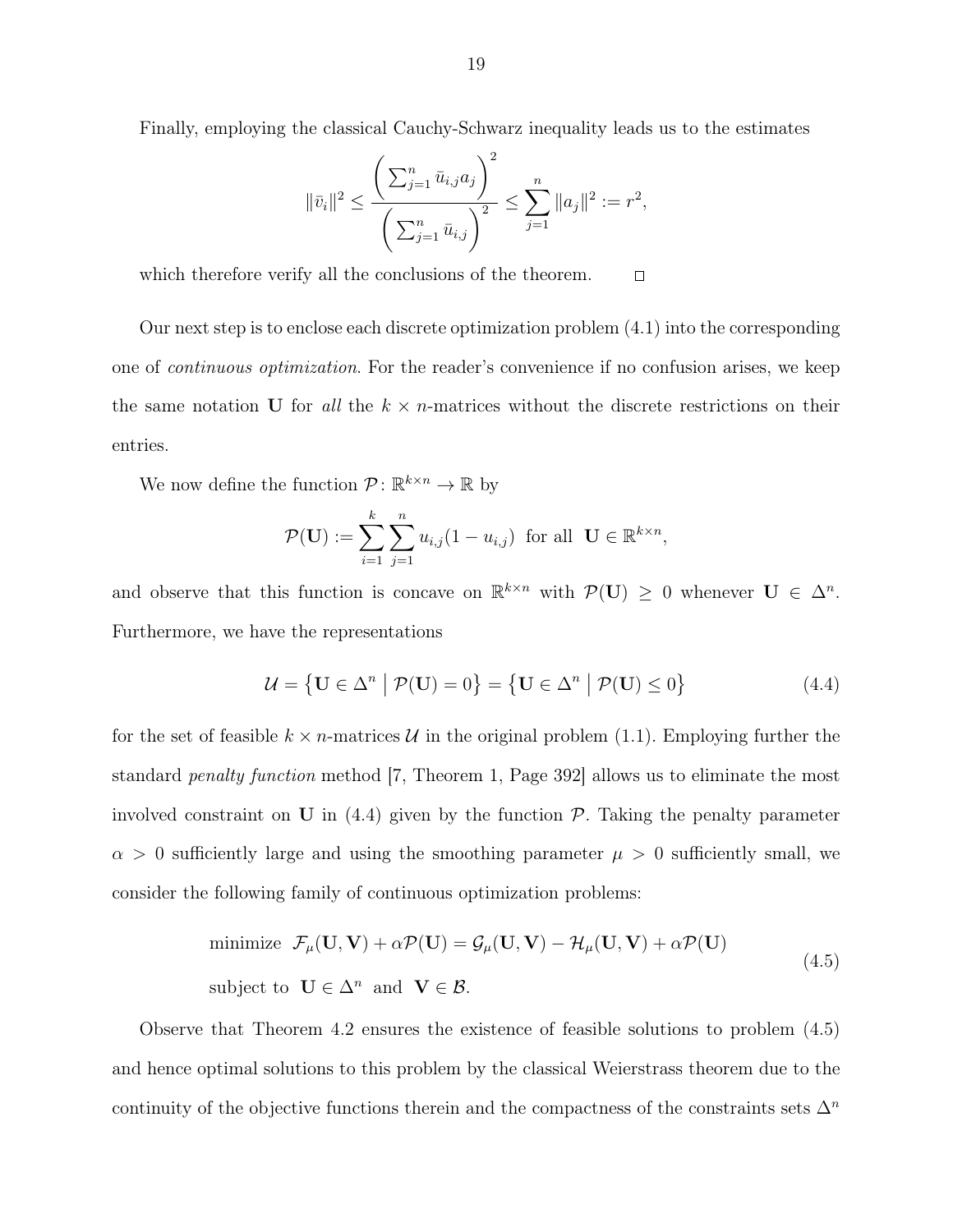Finally, employing the classical Cauchy-Schwarz inequality leads us to the estimates

$$\|\bar{v}_i\|^2 \leq \frac{\left(\sum_{j=1}^n \bar{u}_{i,j} a_j\right)^2}{\left(\sum_{j=1}^n \bar{u}_{i,j}\right)^2} \leq \sum_{j=1}^n \|a_j\|^2 := r^2,$$

which therefore verify all the conclusions of the theorem. $\square$

Our next step is to enclose each discrete optimization problem (4.1) into the corresponding one of *continuous optimization*. For the reader's convenience if no confusion arises, we keep the same notation $\mathbf{U}$ for *all* the $k \times n$-matrices without the discrete restrictions on their entries.

We now define the function $\mathcal{P}\colon \mathbb{R}^{k\times n} \to \mathbb{R}$ by

$$\mathcal{P}(\mathbf{U}) := \sum_{i=1}^k \sum_{j=1}^n u_{i,j}(1-u_{i,j}) \ \text{ for all } \ \mathbf{U} \in \mathbb{R}^{k\times n},$$

and observe that this function is concave on $\mathbb{R}^{k\times n}$ with $\mathcal{P}(\mathbf{U}) \geq 0$ whenever $\mathbf{U} \in \Delta^n$. Furthermore, we have the representations

$$\mathcal{U} = \left\{\mathbf{U} \in \Delta^n \;\middle|\; \mathcal{P}(\mathbf{U}) = 0\right\} = \left\{\mathbf{U} \in \Delta^n \;\middle|\; \mathcal{P}(\mathbf{U}) \leq 0\right\} \tag{4.4}$$

for the set of feasible $k \times n$-matrices $\mathcal{U}$ in the original problem (1.1). Employing further the standard *penalty function* method [7, Theorem 1, Page 392] allows us to eliminate the most involved constraint on $\mathbf{U}$ in (4.4) given by the function $\mathcal{P}$. Taking the penalty parameter $\alpha > 0$ sufficiently large and using the smoothing parameter $\mu > 0$ sufficiently small, we consider the following family of continuous optimization problems:

$$\begin{aligned} &\text{minimize } \ \mathcal{F}_\mu(\mathbf{U}, \mathbf{V}) + \alpha\mathcal{P}(\mathbf{U}) = \mathcal{G}_\mu(\mathbf{U}, \mathbf{V}) - \mathcal{H}_\mu(\mathbf{U}, \mathbf{V}) + \alpha\mathcal{P}(\mathbf{U}) \\ &\text{subject to } \ \mathbf{U} \in \Delta^n \ \text{ and } \ \mathbf{V} \in \mathcal{B}. \end{aligned} \tag{4.5}$$

Observe that Theorem 4.2 ensures the existence of feasible solutions to problem (4.5) and hence optimal solutions to this problem by the classical Weierstrass theorem due to the continuity of the objective functions therein and the compactness of the constraints sets $\Delta^n$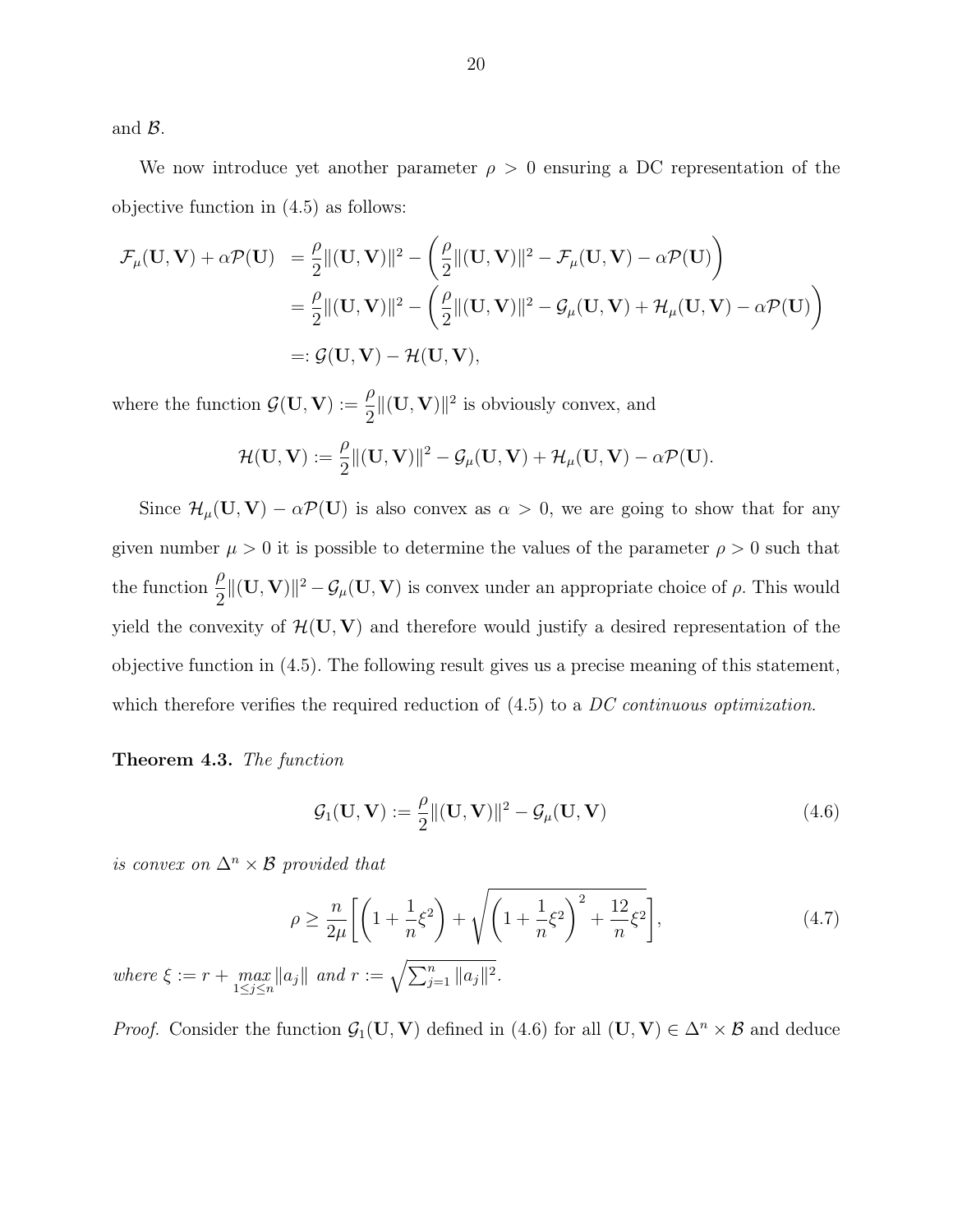and $\mathcal{B}$.

We now introduce yet another parameter $\rho > 0$ ensuring a DC representation of the objective function in (4.5) as follows:

$$
\begin{aligned}
\mathcal{F}_\mu(\mathbf{U},\mathbf{V}) + \alpha\mathcal{P}(\mathbf{U}) &= \frac{\rho}{2}\|(\mathbf{U},\mathbf{V})\|^2 - \left(\frac{\rho}{2}\|(\mathbf{U},\mathbf{V})\|^2 - \mathcal{F}_\mu(\mathbf{U},\mathbf{V}) - \alpha\mathcal{P}(\mathbf{U})\right)\\
&= \frac{\rho}{2}\|(\mathbf{U},\mathbf{V})\|^2 - \left(\frac{\rho}{2}\|(\mathbf{U},\mathbf{V})\|^2 - \mathcal{G}_\mu(\mathbf{U},\mathbf{V}) + \mathcal{H}_\mu(\mathbf{U},\mathbf{V}) - \alpha\mathcal{P}(\mathbf{U})\right)\\
&=: \mathcal{G}(\mathbf{U},\mathbf{V}) - \mathcal{H}(\mathbf{U},\mathbf{V}),
\end{aligned}
$$

where the function $\mathcal{G}(\mathbf{U},\mathbf{V}) := \dfrac{\rho}{2}\|(\mathbf{U},\mathbf{V})\|^2$ is obviously convex, and

$$
\mathcal{H}(\mathbf{U},\mathbf{V}) := \frac{\rho}{2}\|(\mathbf{U},\mathbf{V})\|^2 - \mathcal{G}_\mu(\mathbf{U},\mathbf{V}) + \mathcal{H}_\mu(\mathbf{U},\mathbf{V}) - \alpha\mathcal{P}(\mathbf{U}).
$$

Since $\mathcal{H}_\mu(\mathbf{U},\mathbf{V}) - \alpha\mathcal{P}(\mathbf{U})$ is also convex as $\alpha > 0$, we are going to show that for any given number $\mu > 0$ it is possible to determine the values of the parameter $\rho > 0$ such that the function $\dfrac{\rho}{2}\|(\mathbf{U},\mathbf{V})\|^2 - \mathcal{G}_\mu(\mathbf{U},\mathbf{V})$ is convex under an appropriate choice of $\rho$. This would yield the convexity of $\mathcal{H}(\mathbf{U},\mathbf{V})$ and therefore would justify a desired representation of the objective function in (4.5). The following result gives us a precise meaning of this statement, which therefore verifies the required reduction of (4.5) to a *DC continuous optimization*.

**Theorem 4.3.** *The function*

$$
\mathcal{G}_1(\mathbf{U},\mathbf{V}) := \frac{\rho}{2}\|(\mathbf{U},\mathbf{V})\|^2 - \mathcal{G}_\mu(\mathbf{U},\mathbf{V}) \tag{4.6}
$$

*is convex on $\Delta^n \times \mathcal{B}$ provided that*

$$
\rho \geq \frac{n}{2\mu}\left[\left(1 + \frac{1}{n}\xi^2\right) + \sqrt{\left(1 + \frac{1}{n}\xi^2\right)^2 + \frac{12}{n}\xi^2}\right], \tag{4.7}
$$

*where $\xi := r + \max\limits_{1\leq j\leq n}\|a_j\|$ and $r := \sqrt{\sum_{j=1}^n \|a_j\|^2}$.*

*Proof.* Consider the function $\mathcal{G}_1(\mathbf{U},\mathbf{V})$ defined in (4.6) for all $(\mathbf{U},\mathbf{V}) \in \Delta^n \times \mathcal{B}$ and deduce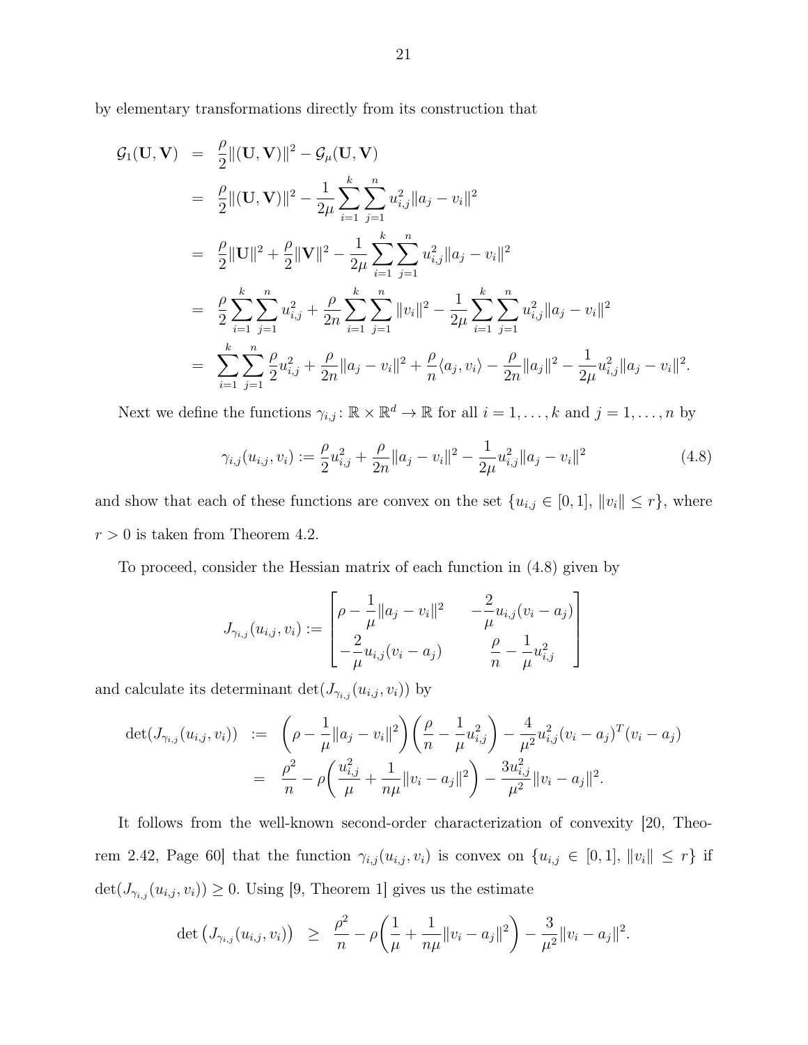by elementary transformations directly from its construction that

$$
\begin{aligned}
\mathcal{G}_1(\mathbf{U},\mathbf{V}) &= \frac{\rho}{2}\|(\mathbf{U},\mathbf{V})\|^2 - \mathcal{G}_\mu(\mathbf{U},\mathbf{V}) \\
&= \frac{\rho}{2}\|(\mathbf{U},\mathbf{V})\|^2 - \frac{1}{2\mu}\sum_{i=1}^{k}\sum_{j=1}^{n} u_{i,j}^2\|a_j - v_i\|^2 \\
&= \frac{\rho}{2}\|\mathbf{U}\|^2 + \frac{\rho}{2}\|\mathbf{V}\|^2 - \frac{1}{2\mu}\sum_{i=1}^{k}\sum_{j=1}^{n} u_{i,j}^2\|a_j - v_i\|^2 \\
&= \frac{\rho}{2}\sum_{i=1}^{k}\sum_{j=1}^{n} u_{i,j}^2 + \frac{\rho}{2n}\sum_{i=1}^{k}\sum_{j=1}^{n}\|v_i\|^2 - \frac{1}{2\mu}\sum_{i=1}^{k}\sum_{j=1}^{n} u_{i,j}^2\|a_j - v_i\|^2 \\
&= \sum_{i=1}^{k}\sum_{j=1}^{n} \frac{\rho}{2}u_{i,j}^2 + \frac{\rho}{2n}\|a_j - v_i\|^2 + \frac{\rho}{n}\langle a_j, v_i\rangle - \frac{\rho}{2n}\|a_j\|^2 - \frac{1}{2\mu}u_{i,j}^2\|a_j - v_i\|^2.
\end{aligned}
$$

Next we define the functions $\gamma_{i,j}\colon \mathbb{R}\times\mathbb{R}^d \to \mathbb{R}$ for all $i = 1,\ldots,k$ and $j = 1,\ldots,n$ by

$$
\gamma_{i,j}(u_{i,j}, v_i) := \frac{\rho}{2}u_{i,j}^2 + \frac{\rho}{2n}\|a_j - v_i\|^2 - \frac{1}{2\mu}u_{i,j}^2\|a_j - v_i\|^2 \tag{4.8}
$$

and show that each of these functions are convex on the set $\{u_{i,j} \in [0,1],\ \|v_i\| \le r\}$, where $r > 0$ is taken from Theorem 4.2.

To proceed, consider the Hessian matrix of each function in (4.8) given by

$$
J_{\gamma_{i,j}}(u_{i,j}, v_i) := \begin{bmatrix} \rho - \dfrac{1}{\mu}\|a_j - v_i\|^2 & -\dfrac{2}{\mu}u_{i,j}(v_i - a_j) \\ -\dfrac{2}{\mu}u_{i,j}(v_i - a_j) & \dfrac{\rho}{n} - \dfrac{1}{\mu}u_{i,j}^2 \end{bmatrix}
$$

and calculate its determinant $\det(J_{\gamma_{i,j}}(u_{i,j}, v_i))$ by

$$
\begin{aligned}
\det(J_{\gamma_{i,j}}(u_{i,j}, v_i)) &:= \left(\rho - \frac{1}{\mu}\|a_j - v_i\|^2\right)\left(\frac{\rho}{n} - \frac{1}{\mu}u_{i,j}^2\right) - \frac{4}{\mu^2}u_{i,j}^2(v_i - a_j)^T(v_i - a_j) \\
&= \frac{\rho^2}{n} - \rho\left(\frac{u_{i,j}^2}{\mu} + \frac{1}{n\mu}\|v_i - a_j\|^2\right) - \frac{3u_{i,j}^2}{\mu^2}\|v_i - a_j\|^2.
\end{aligned}
$$

It follows from the well-known second-order characterization of convexity [20, Theorem 2.42, Page 60] that the function $\gamma_{i,j}(u_{i,j}, v_i)$ is convex on $\{u_{i,j} \in [0,1],\ \|v_i\| \le r\}$ if $\det(J_{\gamma_{i,j}}(u_{i,j}, v_i)) \ge 0$. Using [9, Theorem 1] gives us the estimate

$$
\det\left(J_{\gamma_{i,j}}(u_{i,j}, v_i)\right) \ \ge\ \frac{\rho^2}{n} - \rho\left(\frac{1}{\mu} + \frac{1}{n\mu}\|v_i - a_j\|^2\right) - \frac{3}{\mu^2}\|v_i - a_j\|^2.
$$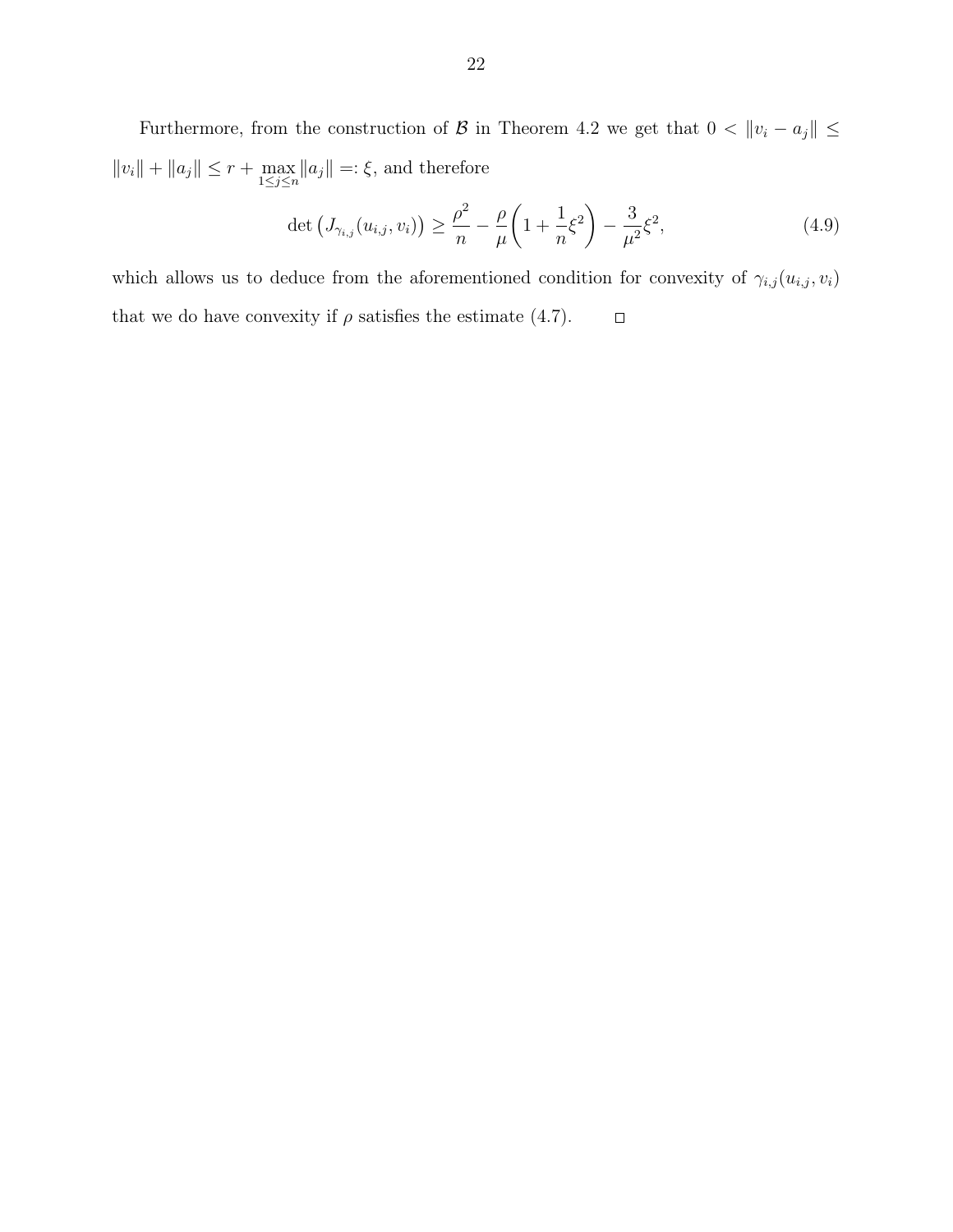Furthermore, from the construction of $\mathcal{B}$ in Theorem 4.2 we get that $0 < \|v_i - a_j\| \leq \|v_i\| + \|a_j\| \leq r + \max_{1 \leq j \leq n} \|a_j\| =: \xi$, and therefore

$$\det\left(J_{\gamma_{i,j}}(u_{i,j}, v_i)\right) \geq \frac{\rho^2}{n} - \frac{\rho}{\mu}\left(1 + \frac{1}{n}\xi^2\right) - \frac{3}{\mu^2}\xi^2, \tag{4.9}$$

which allows us to deduce from the aforementioned condition for convexity of $\gamma_{i,j}(u_{i,j}, v_i)$ that we do have convexity if $\rho$ satisfies the estimate (4.7). $\square$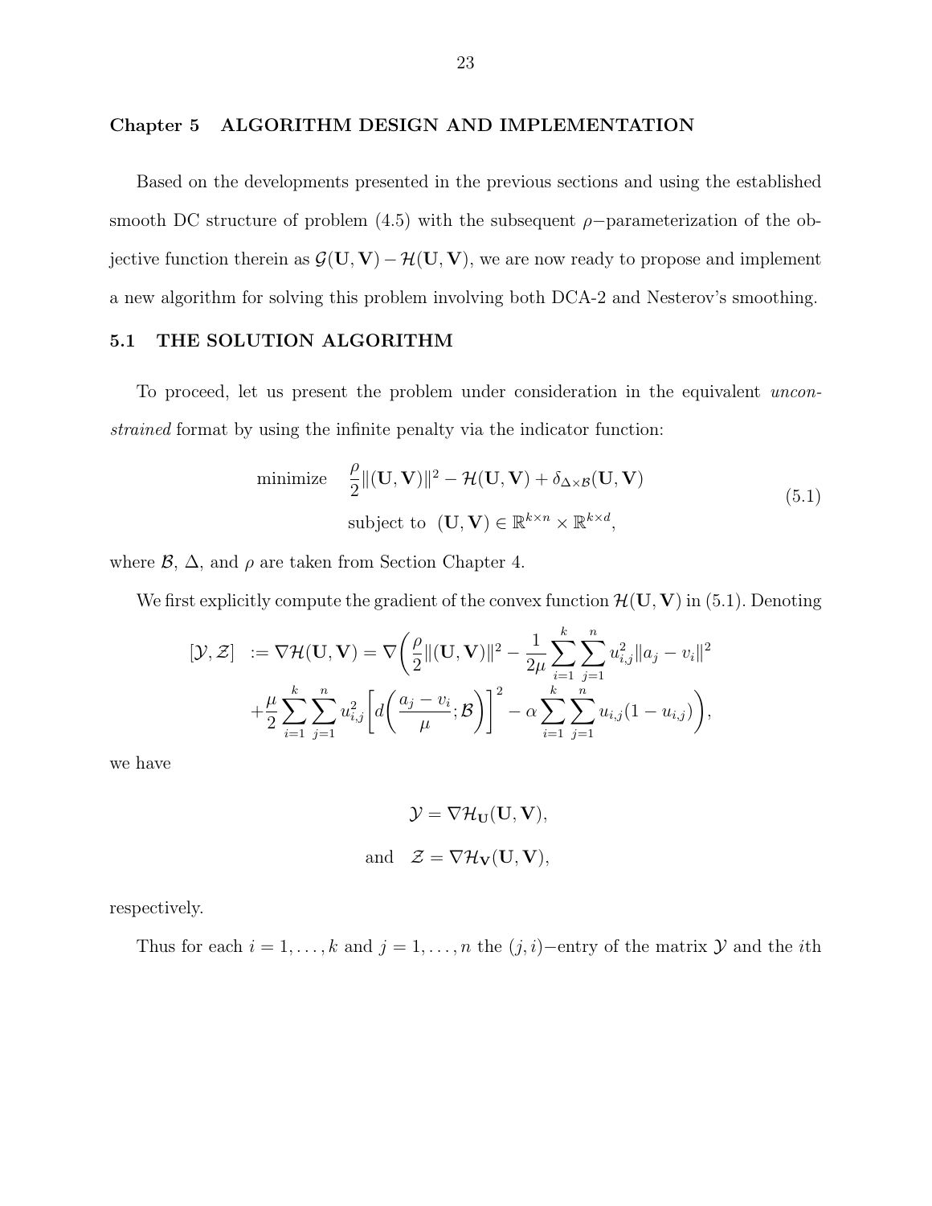## Chapter 5 ALGORITHM DESIGN AND IMPLEMENTATION

Based on the developments presented in the previous sections and using the established smooth DC structure of problem (4.5) with the subsequent $\rho-$parameterization of the objective function therein as $\mathcal{G}(\mathbf{U}, \mathbf{V}) - \mathcal{H}(\mathbf{U}, \mathbf{V})$, we are now ready to propose and implement a new algorithm for solving this problem involving both DCA-2 and Nesterov's smoothing.

### 5.1 THE SOLUTION ALGORITHM

To proceed, let us present the problem under consideration in the equivalent *unconstrained* format by using the infinite penalty via the indicator function:

$$
\begin{aligned}
\text{minimize} \quad & \frac{\rho}{2}\|(\mathbf{U}, \mathbf{V})\|^2 - \mathcal{H}(\mathbf{U}, \mathbf{V}) + \delta_{\Delta \times \mathcal{B}}(\mathbf{U}, \mathbf{V}) \\
\text{subject to} \quad & (\mathbf{U}, \mathbf{V}) \in \mathbb{R}^{k \times n} \times \mathbb{R}^{k \times d},
\end{aligned}
\tag{5.1}
$$

where $\mathcal{B}$, $\Delta$, and $\rho$ are taken from Section Chapter 4.

We first explicitly compute the gradient of the convex function $\mathcal{H}(\mathbf{U}, \mathbf{V})$ in (5.1). Denoting

$$
\begin{aligned}
[\mathcal{Y}, \mathcal{Z}] \ &:= \nabla \mathcal{H}(\mathbf{U}, \mathbf{V}) = \nabla\bigg(\frac{\rho}{2}\|(\mathbf{U}, \mathbf{V})\|^2 - \frac{1}{2\mu}\sum_{i=1}^{k}\sum_{j=1}^{n} u_{i,j}^2 \|a_j - v_i\|^2 \\
&+ \frac{\mu}{2}\sum_{i=1}^{k}\sum_{j=1}^{n} u_{i,j}^2 \bigg[d\bigg(\frac{a_j - v_i}{\mu}; \mathcal{B}\bigg)\bigg]^2 - \alpha \sum_{i=1}^{k}\sum_{j=1}^{n} u_{i,j}(1 - u_{i,j})\bigg),
\end{aligned}
$$

we have

$$
\mathcal{Y} = \nabla \mathcal{H}_{\mathbf{U}}(\mathbf{U}, \mathbf{V}),
$$

$$
\text{and} \quad \mathcal{Z} = \nabla \mathcal{H}_{\mathbf{V}}(\mathbf{U}, \mathbf{V}),
$$

respectively.

Thus for each $i = 1, \ldots, k$ and $j = 1, \ldots, n$ the $(j, i)-$entry of the matrix $\mathcal{Y}$ and the $i$th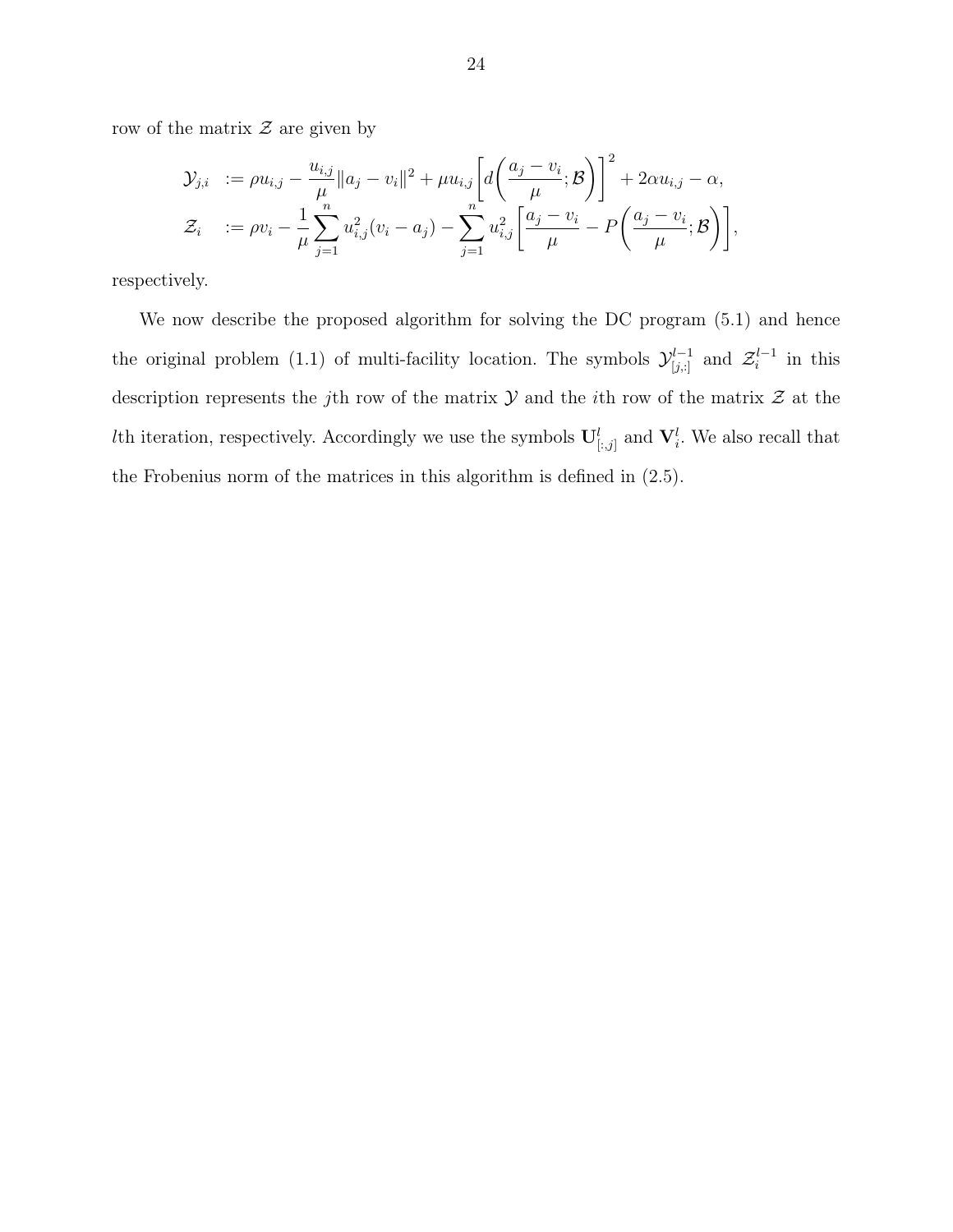row of the matrix $\mathcal{Z}$ are given by

$$
\begin{aligned}
\mathcal{Y}_{j,i} &:= \rho u_{i,j} - \frac{u_{i,j}}{\mu}\|a_j - v_i\|^2 + \mu u_{i,j}\left[d\left(\frac{a_j - v_i}{\mu}; \mathcal{B}\right)\right]^2 + 2\alpha u_{i,j} - \alpha, \\
\mathcal{Z}_i &:= \rho v_i - \frac{1}{\mu}\sum_{j=1}^{n} u_{i,j}^2 (v_i - a_j) - \sum_{j=1}^{n} u_{i,j}^2 \left[\frac{a_j - v_i}{\mu} - P\left(\frac{a_j - v_i}{\mu}; \mathcal{B}\right)\right],
\end{aligned}
$$

respectively.

We now describe the proposed algorithm for solving the DC program (5.1) and hence the original problem (1.1) of multi-facility location. The symbols $\mathcal{Y}^{l-1}_{[j,:]}$ and $\mathcal{Z}^{l-1}_i$ in this description represents the $j$th row of the matrix $\mathcal{Y}$ and the $i$th row of the matrix $\mathcal{Z}$ at the $l$th iteration, respectively. Accordingly we use the symbols $\mathbf{U}^l_{[:,j]}$ and $\mathbf{V}^l_i$. We also recall that the Frobenius norm of the matrices in this algorithm is defined in (2.5).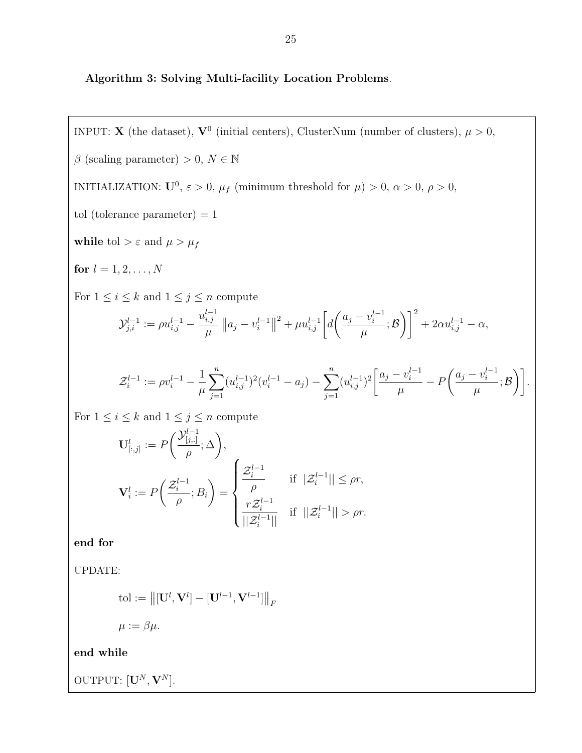**Algorithm 3: Solving Multi-facility Location Problems**.

INPUT: $\mathbf{X}$ (the dataset), $\mathbf{V}^0$ (initial centers), ClusterNum (number of clusters), $\mu > 0$,

$\beta$ (scaling parameter) $> 0$, $N \in \mathbb{N}$

INITIALIZATION: $\mathbf{U}^0$, $\varepsilon > 0$, $\mu_f$ (minimum threshold for $\mu$) $> 0$, $\alpha > 0$, $\rho > 0$,

tol (tolerance parameter) $= 1$

**while** tol $> \varepsilon$ and $\mu > \mu_f$

**for** $l = 1, 2, \ldots, N$

For $1 \leq i \leq k$ and $1 \leq j \leq n$ compute

$$\mathcal{Y}_{j,i}^{l-1} := \rho u_{i,j}^{l-1} - \frac{u_{i,j}^{l-1}}{\mu} \left\| a_j - v_i^{l-1} \right\|^2 + \mu u_{i,j}^{l-1} \left[ d\left( \frac{a_j - v_i^{l-1}}{\mu}; \mathcal{B} \right) \right]^2 + 2\alpha u_{i,j}^{l-1} - \alpha,$$

$$\mathcal{Z}_i^{l-1} := \rho v_i^{l-1} - \frac{1}{\mu} \sum_{j=1}^{n} (u_{i,j}^{l-1})^2 (v_i^{l-1} - a_j) - \sum_{j=1}^{n} (u_{i,j}^{l-1})^2 \left[ \frac{a_j - v_i^{l-1}}{\mu} - P\left( \frac{a_j - v_i^{l-1}}{\mu}; \mathcal{B} \right) \right].$$

For $1 \leq i \leq k$ and $1 \leq j \leq n$ compute

$$\mathbf{U}_{[:,j]}^{l} := P\left( \frac{\mathcal{Y}_{[j,:]}^{l-1}}{\rho}; \Delta \right),$$

$$\mathbf{V}_i^{l} := P\left( \frac{\mathcal{Z}_i^{l-1}}{\rho}; B_i \right) = \begin{cases} \dfrac{\mathcal{Z}_i^{l-1}}{\rho} & \text{if } \ |\mathcal{Z}_i^{l-1}|| \leq \rho r, \\ \dfrac{r \mathcal{Z}_i^{l-1}}{||\mathcal{Z}_i^{l-1}||} & \text{if } \ ||\mathcal{Z}_i^{l-1}|| > \rho r. \end{cases}$$

**end for**

UPDATE:

$$\text{tol} := \left\| [\mathbf{U}^l, \mathbf{V}^l] - [\mathbf{U}^{l-1}, \mathbf{V}^{l-1}] \right\|_F$$

$$\mu := \beta \mu.$$

**end while**

OUTPUT: $[\mathbf{U}^N, \mathbf{V}^N]$.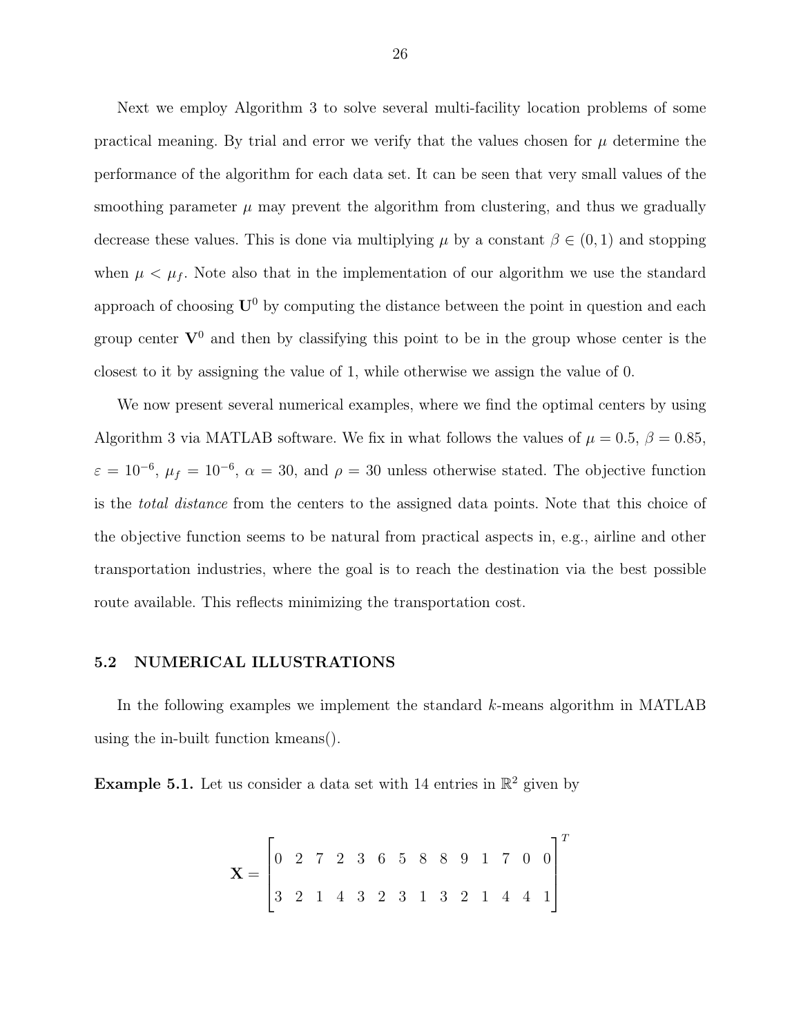Next we employ Algorithm 3 to solve several multi-facility location problems of some practical meaning. By trial and error we verify that the values chosen for $\mu$ determine the performance of the algorithm for each data set. It can be seen that very small values of the smoothing parameter $\mu$ may prevent the algorithm from clustering, and thus we gradually decrease these values. This is done via multiplying $\mu$ by a constant $\beta \in (0, 1)$ and stopping when $\mu < \mu_f$. Note also that in the implementation of our algorithm we use the standard approach of choosing $\mathbf{U}^0$ by computing the distance between the point in question and each group center $\mathbf{V}^0$ and then by classifying this point to be in the group whose center is the closest to it by assigning the value of 1, while otherwise we assign the value of 0.

We now present several numerical examples, where we find the optimal centers by using Algorithm 3 via MATLAB software. We fix in what follows the values of $\mu = 0.5$, $\beta = 0.85$, $\varepsilon = 10^{-6}$, $\mu_f = 10^{-6}$, $\alpha = 30$, and $\rho = 30$ unless otherwise stated. The objective function is the *total distance* from the centers to the assigned data points. Note that this choice of the objective function seems to be natural from practical aspects in, e.g., airline and other transportation industries, where the goal is to reach the destination via the best possible route available. This reflects minimizing the transportation cost.

## 5.2 NUMERICAL ILLUSTRATIONS

In the following examples we implement the standard $k$-means algorithm in MATLAB using the in-built function kmeans().

**Example 5.1.** Let us consider a data set with 14 entries in $\mathbb{R}^2$ given by

$$\mathbf{X} = \begin{bmatrix} 0 & 2 & 7 & 2 & 3 & 6 & 5 & 8 & 8 & 9 & 1 & 7 & 0 & 0 \\ 3 & 2 & 1 & 4 & 3 & 2 & 3 & 1 & 3 & 2 & 1 & 4 & 4 & 1 \end{bmatrix}^T$$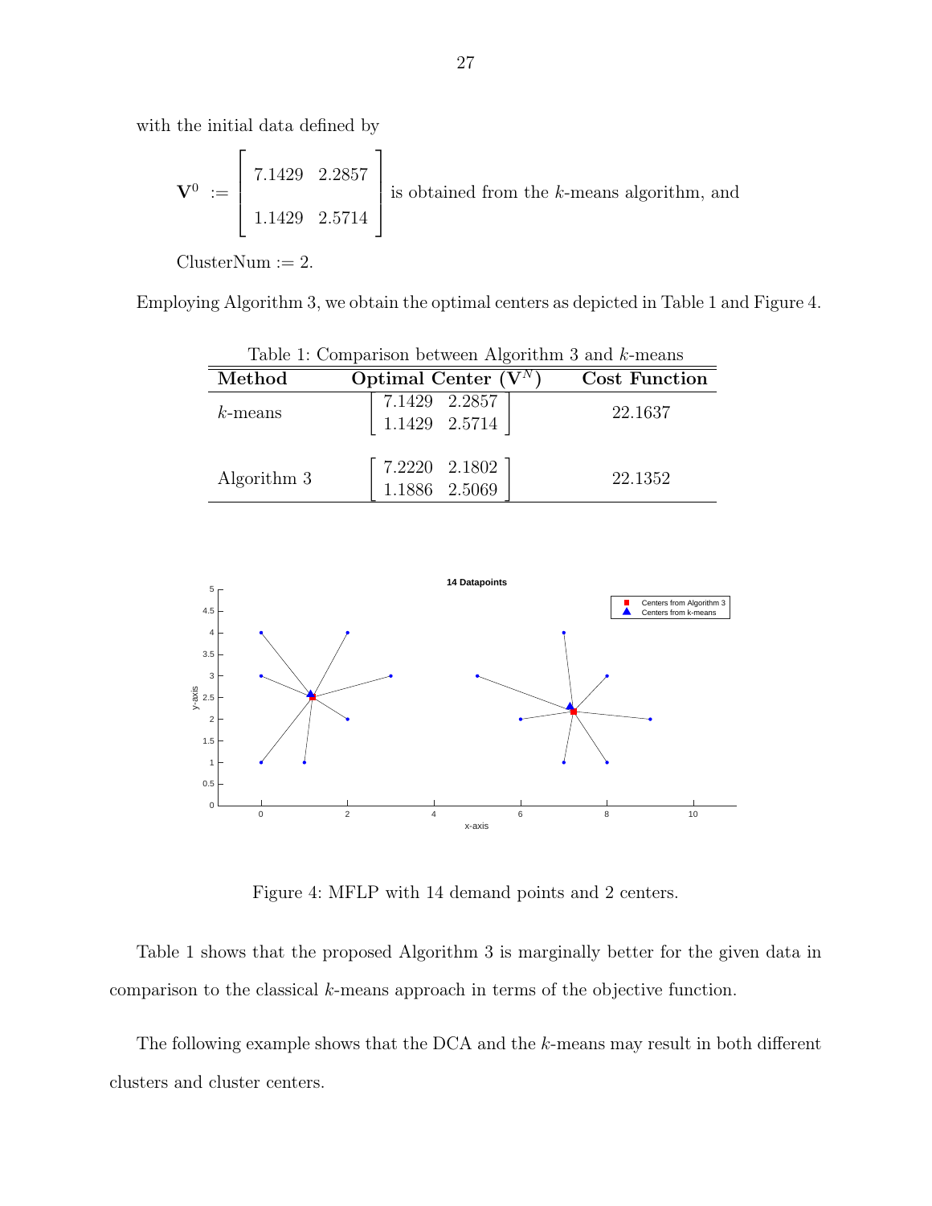with the initial data defined by

$$\mathbf{V}^0 := \begin{bmatrix} 7.1429 & 2.2857 \\ 1.1429 & 2.5714 \end{bmatrix} \text{ is obtained from the } k\text{-means algorithm, and}$$

ClusterNum $:= 2$.

Employing Algorithm 3, we obtain the optimal centers as depicted in Table 1 and Figure 4.

Table 1: Comparison between Algorithm 3 and $k$-means

| **Method** | **Optimal Center ($\mathbf{V}^N$)** | **Cost Function** |
|---|---|---|
| $k$-means | $\begin{bmatrix} 7.1429 & 2.2857 \\ 1.1429 & 2.5714 \end{bmatrix}$ | 22.1637 |
| Algorithm 3 | $\begin{bmatrix} 7.2220 & 2.1802 \\ 1.1886 & 2.5069 \end{bmatrix}$ | 22.1352 |

Figure 4: MFLP with 14 demand points and 2 centers.

Table 1 shows that the proposed Algorithm 3 is marginally better for the given data in comparison to the classical $k$-means approach in terms of the objective function.

The following example shows that the DCA and the $k$-means may result in both different clusters and cluster centers.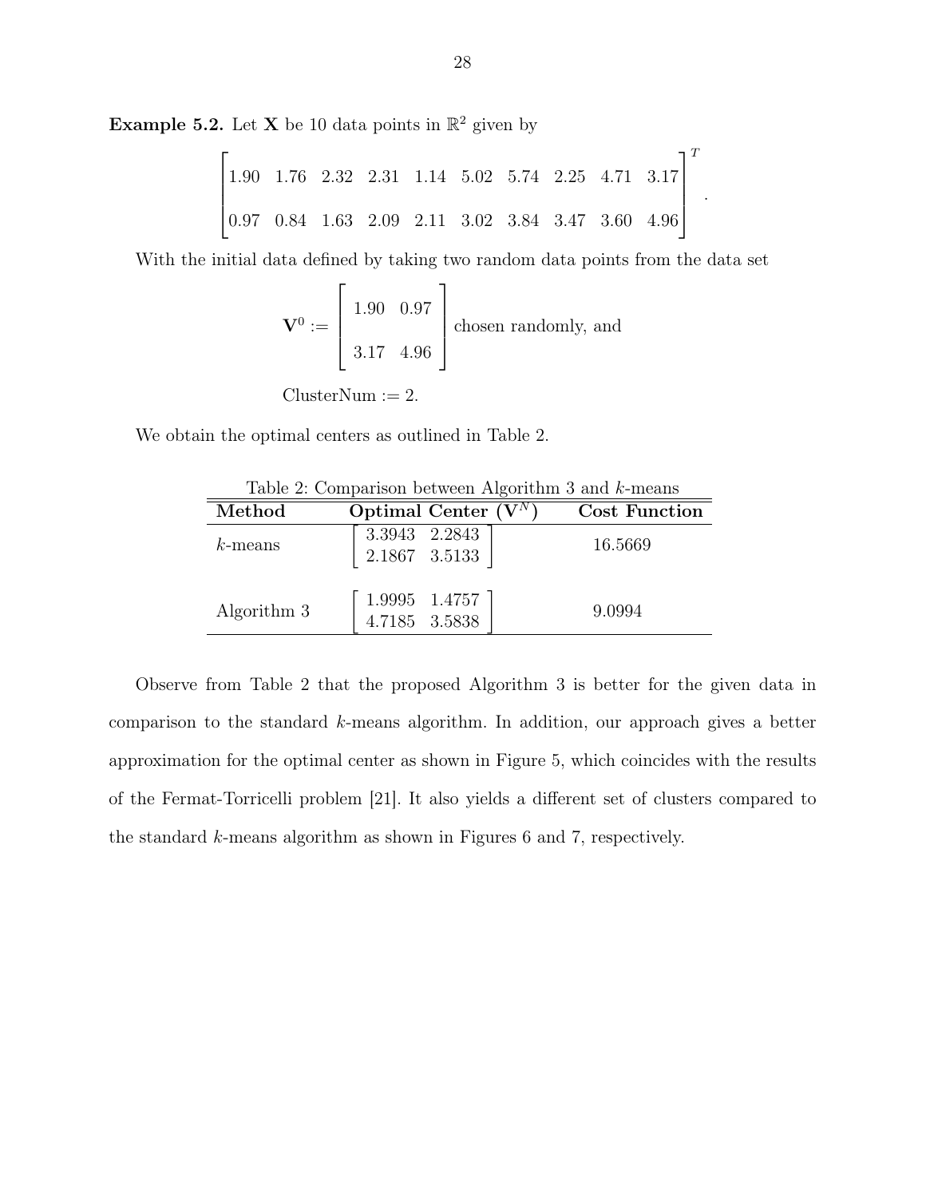**Example 5.2.** Let $\mathbf{X}$ be 10 data points in $\mathbb{R}^2$ given by

$$
\begin{bmatrix}
1.90 & 1.76 & 2.32 & 2.31 & 1.14 & 5.02 & 5.74 & 2.25 & 4.71 & 3.17 \\
0.97 & 0.84 & 1.63 & 2.09 & 2.11 & 3.02 & 3.84 & 3.47 & 3.60 & 4.96
\end{bmatrix}^T.
$$

With the initial data defined by taking two random data points from the data set

$$
\mathbf{V}^0 := \begin{bmatrix} 1.90 & 0.97 \\ 3.17 & 4.96 \end{bmatrix} \text{ chosen randomly, and}
$$

$$
\text{ClusterNum} := 2.
$$

We obtain the optimal centers as outlined in Table 2.

Table 2: Comparison between Algorithm 3 and $k$-means

| **Method** | **Optimal Center ($\mathbf{V}^N$)** | **Cost Function** |
|---|---|---|
| $k$-means | $\begin{bmatrix} 3.3943 & 2.2843 \\ 2.1867 & 3.5133 \end{bmatrix}$ | 16.5669 |
| Algorithm 3 | $\begin{bmatrix} 1.9995 & 1.4757 \\ 4.7185 & 3.5838 \end{bmatrix}$ | 9.0994 |

Observe from Table 2 that the proposed Algorithm 3 is better for the given data in comparison to the standard $k$-means algorithm. In addition, our approach gives a better approximation for the optimal center as shown in Figure 5, which coincides with the results of the Fermat-Torricelli problem [21]. It also yields a different set of clusters compared to the standard $k$-means algorithm as shown in Figures 6 and 7, respectively.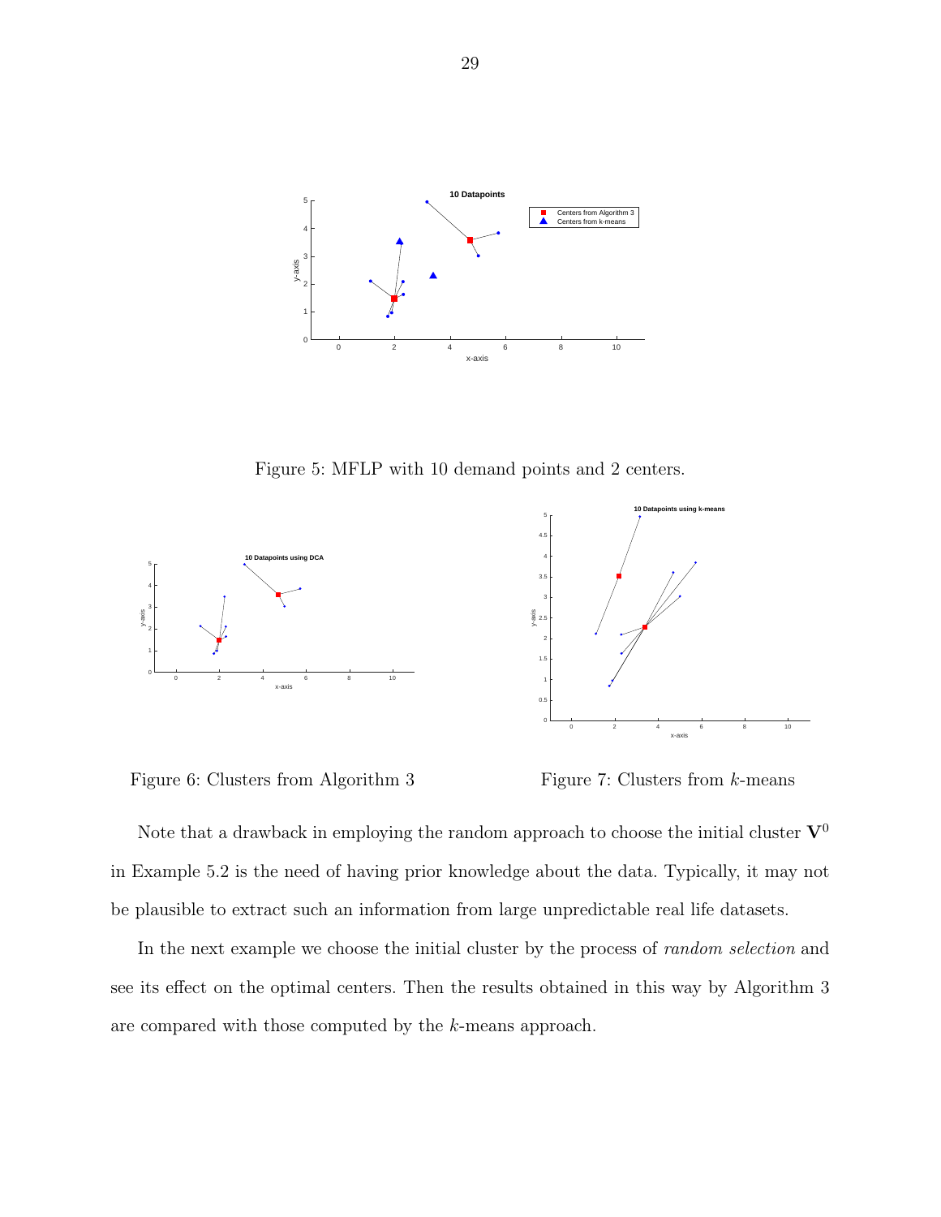Figure 5: MFLP with 10 demand points and 2 centers.

Figure 6: Clusters from Algorithm 3

Figure 7: Clusters from $k$-means

Note that a drawback in employing the random approach to choose the initial cluster $\mathbf{V}^0$ in Example 5.2 is the need of having prior knowledge about the data. Typically, it may not be plausible to extract such an information from large unpredictable real life datasets.

In the next example we choose the initial cluster by the process of *random selection* and see its effect on the optimal centers. Then the results obtained in this way by Algorithm 3 are compared with those computed by the $k$-means approach.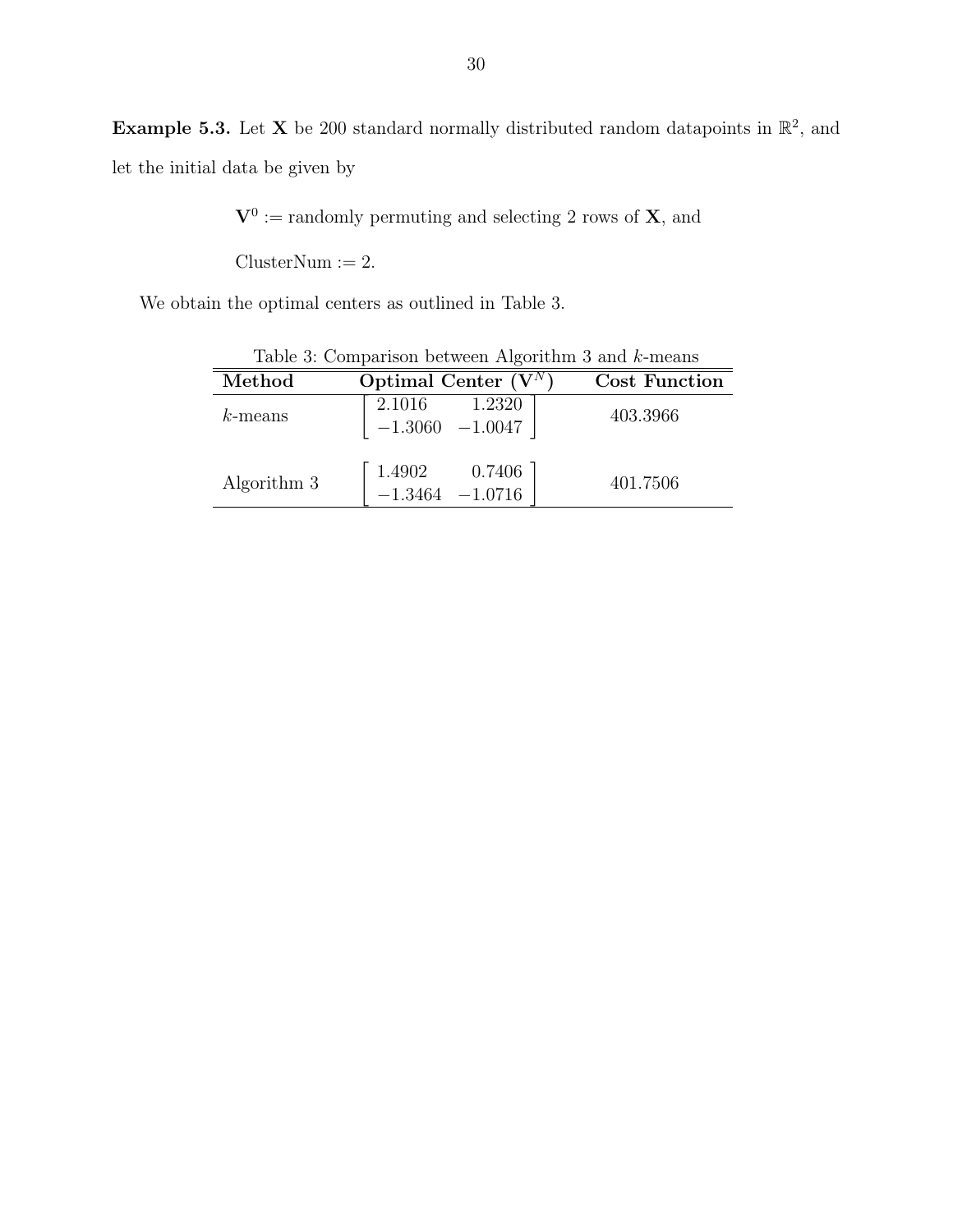**Example 5.3.** Let $\mathbf{X}$ be 200 standard normally distributed random datapoints in $\mathbb{R}^2$, and let the initial data be given by

$$\mathbf{V}^0 := \text{randomly permuting and selecting 2 rows of } \mathbf{X}, \text{ and}$$

$$\text{ClusterNum} := 2.$$

We obtain the optimal centers as outlined in Table 3.

Table 3: Comparison between Algorithm 3 and $k$-means

| **Method** | **Optimal Center ($\mathbf{V}^N$)** | **Cost Function** |
|---|---|---|
| $k$-means | $\begin{bmatrix} 2.1016 & 1.2320 \\ -1.3060 & -1.0047 \end{bmatrix}$ | 403.3966 |
| Algorithm 3 | $\begin{bmatrix} 1.4902 & 0.7406 \\ -1.3464 & -1.0716 \end{bmatrix}$ | 401.7506 |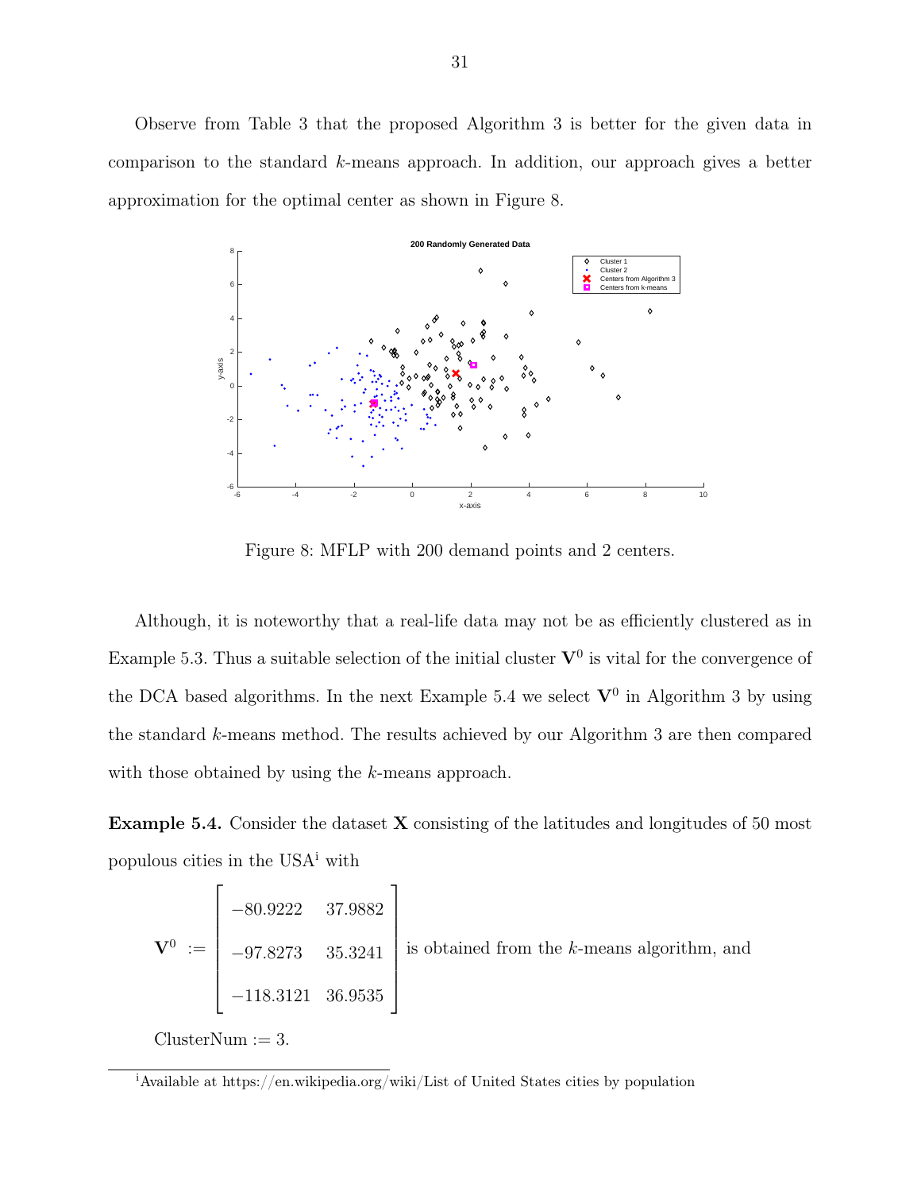Observe from Table 3 that the proposed Algorithm 3 is better for the given data in comparison to the standard $k$-means approach. In addition, our approach gives a better approximation for the optimal center as shown in Figure 8.

Figure 8: MFLP with 200 demand points and 2 centers.

Although, it is noteworthy that a real-life data may not be as efficiently clustered as in Example 5.3. Thus a suitable selection of the initial cluster $\mathbf{V}^0$ is vital for the convergence of the DCA based algorithms. In the next Example 5.4 we select $\mathbf{V}^0$ in Algorithm 3 by using the standard $k$-means method. The results achieved by our Algorithm 3 are then compared with those obtained by using the $k$-means approach.

**Example 5.4.** Consider the dataset $\mathbf{X}$ consisting of the latitudes and longitudes of 50 most populous cities in the USA[i] with

$$\mathbf{V}^0 := \begin{bmatrix} -80.9222 & 37.9882 \\ -97.8273 & 35.3241 \\ -118.3121 & 36.9535 \end{bmatrix} \text{ is obtained from the } k\text{-means algorithm, and}$$

ClusterNum := 3.

[i] Available at https://en.wikipedia.org/wiki/List of United States cities by population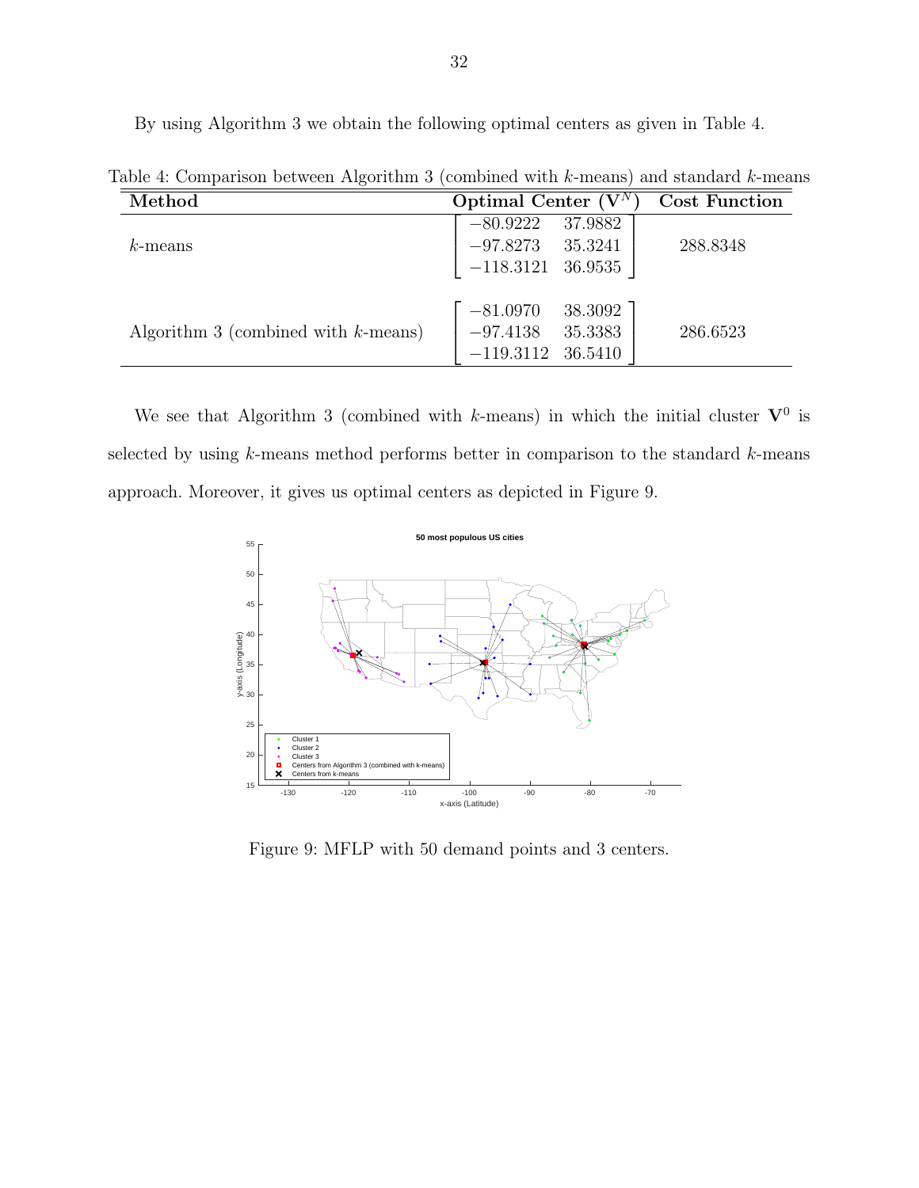By using Algorithm 3 we obtain the following optimal centers as given in Table 4.

Table 4: Comparison between Algorithm 3 (combined with $k$-means) and standard $k$-means

| Method | Optimal Center ($\mathbf{V}^N$) | Cost Function |
|---|---|---|
| $k$-means | $\begin{bmatrix} -80.9222 & 37.9882 \\ -97.8273 & 35.3241 \\ -118.3121 & 36.9535 \end{bmatrix}$ | 288.8348 |
| Algorithm 3 (combined with $k$-means) | $\begin{bmatrix} -81.0970 & 38.3092 \\ -97.4138 & 35.3383 \\ -119.3112 & 36.5410 \end{bmatrix}$ | 286.6523 |

We see that Algorithm 3 (combined with $k$-means) in which the initial cluster $\mathbf{V}^0$ is selected by using $k$-means method performs better in comparison to the standard $k$-means approach. Moreover, it gives us optimal centers as depicted in Figure 9.

Figure 9: MFLP with 50 demand points and 3 centers.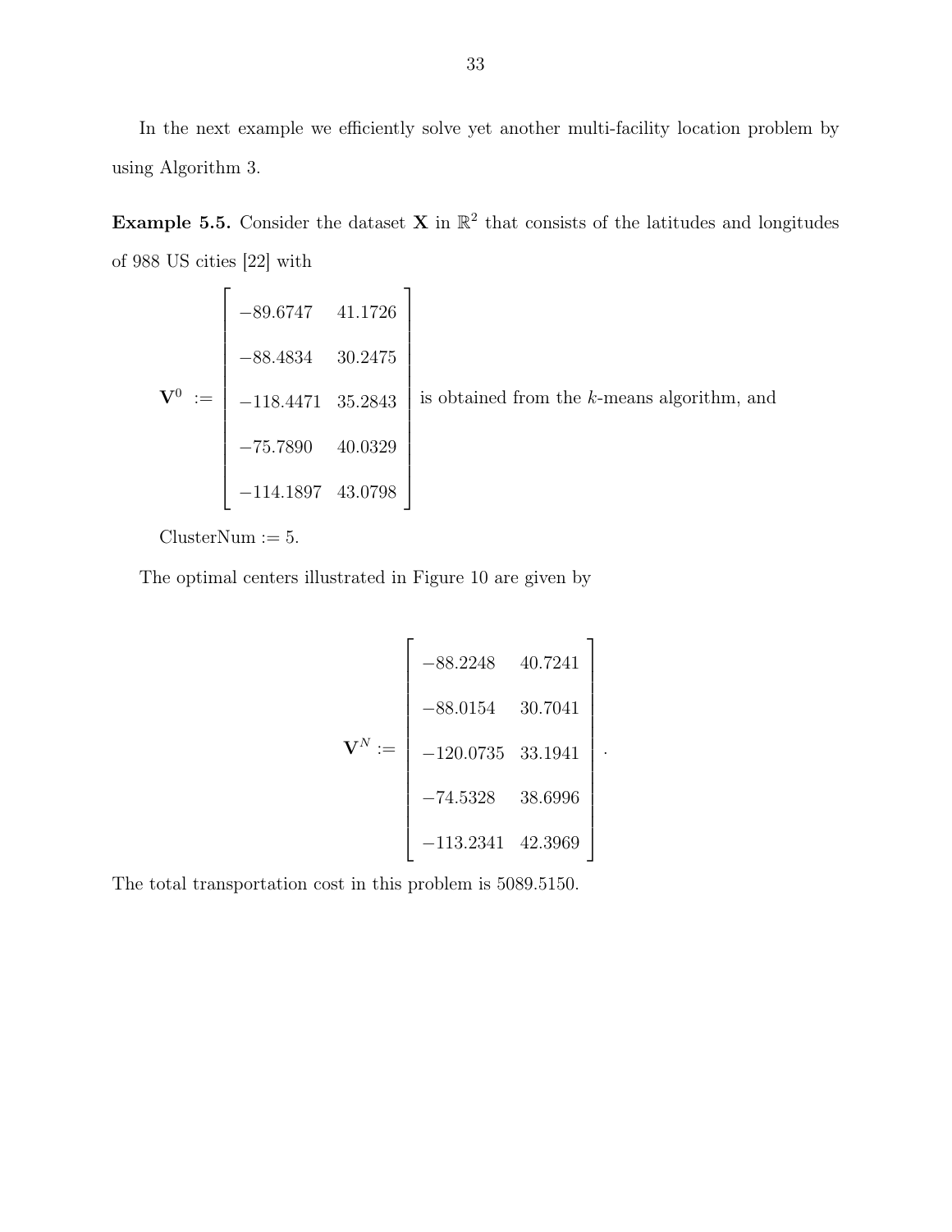In the next example we efficiently solve yet another multi-facility location problem by using Algorithm 3.

**Example 5.5.** Consider the dataset $\mathbf{X}$ in $\mathbb{R}^2$ that consists of the latitudes and longitudes of 988 US cities [22] with

$$\mathbf{V}^0 := \begin{bmatrix} -89.6747 & 41.1726 \\ -88.4834 & 30.2475 \\ -118.4471 & 35.2843 \\ -75.7890 & 40.0329 \\ -114.1897 & 43.0798 \end{bmatrix} \text{ is obtained from the } k\text{-means algorithm, and}$$

ClusterNum := 5.

The optimal centers illustrated in Figure 10 are given by

$$\mathbf{V}^N := \begin{bmatrix} -88.2248 & 40.7241 \\ -88.0154 & 30.7041 \\ -120.0735 & 33.1941 \\ -74.5328 & 38.6996 \\ -113.2341 & 42.3969 \end{bmatrix}.$$

The total transportation cost in this problem is 5089.5150.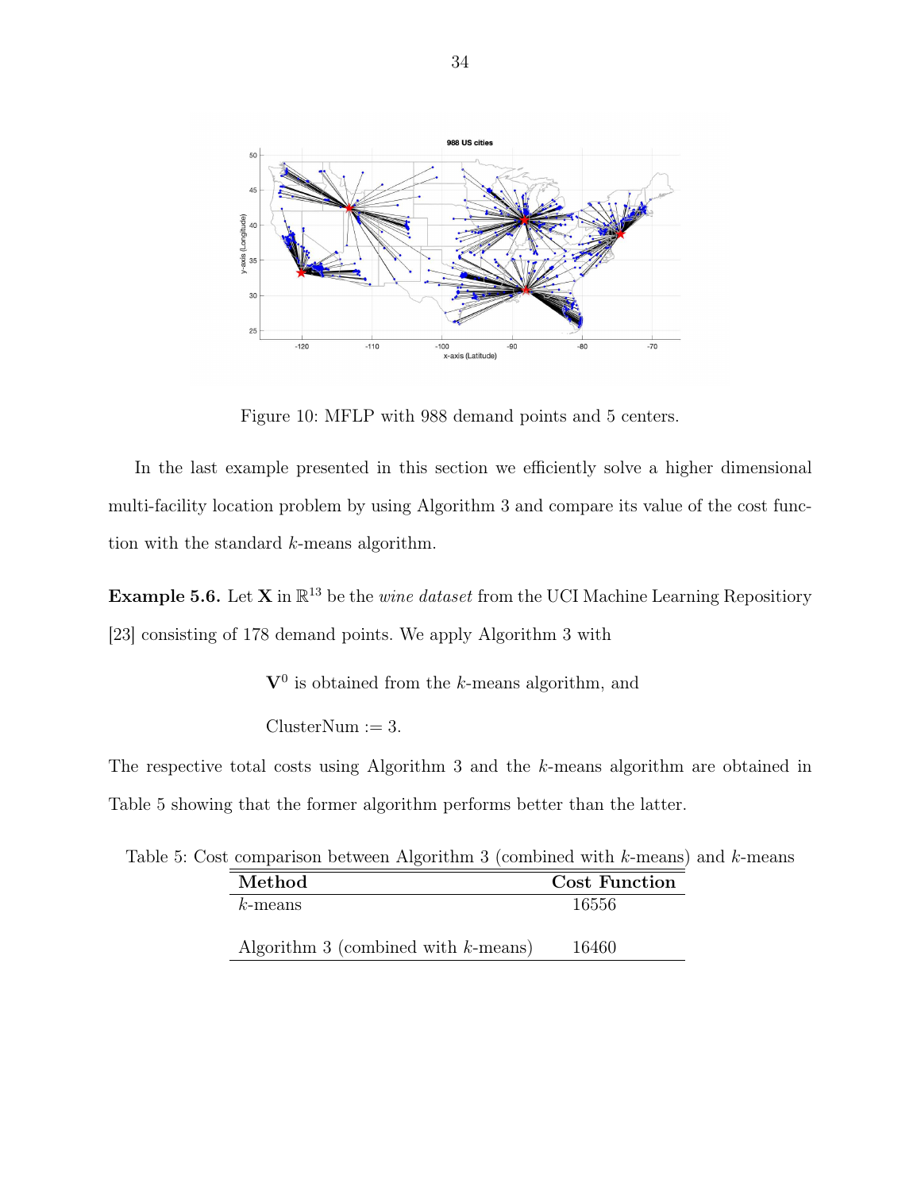Figure 10: MFLP with 988 demand points and 5 centers.

In the last example presented in this section we efficiently solve a higher dimensional multi-facility location problem by using Algorithm 3 and compare its value of the cost function with the standard $k$-means algorithm.

**Example 5.6.** Let $\mathbf{X}$ in $\mathbb{R}^{13}$ be the *wine dataset* from the UCI Machine Learning Repositiory [23] consisting of 178 demand points. We apply Algorithm 3 with

$\mathbf{V}^0$ is obtained from the $k$-means algorithm, and

ClusterNum := 3.

The respective total costs using Algorithm 3 and the $k$-means algorithm are obtained in Table 5 showing that the former algorithm performs better than the latter.

Table 5: Cost comparison between Algorithm 3 (combined with $k$-means) and $k$-means

| **Method** | **Cost Function** |
|---|---|
| $k$-means | 16556 |
| Algorithm 3 (combined with $k$-means) | 16460 |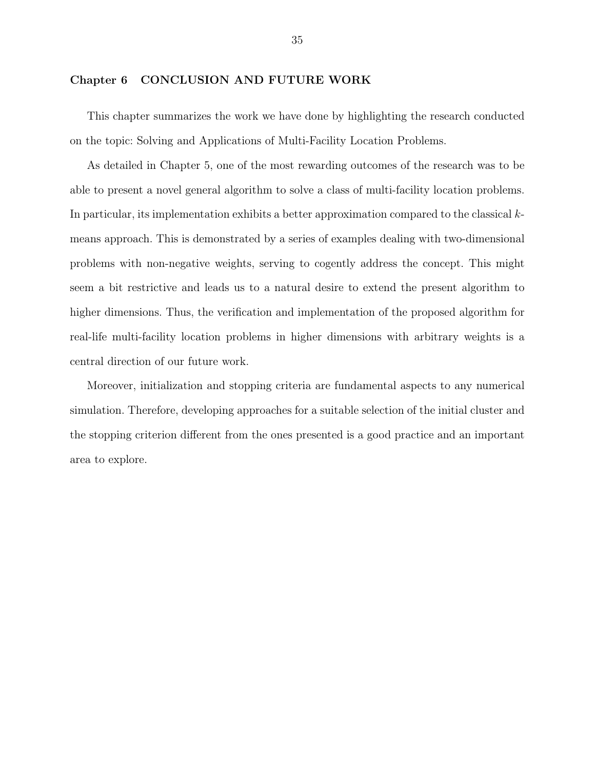# Chapter 6 CONCLUSION AND FUTURE WORK

This chapter summarizes the work we have done by highlighting the research conducted on the topic: Solving and Applications of Multi-Facility Location Problems.

As detailed in Chapter 5, one of the most rewarding outcomes of the research was to be able to present a novel general algorithm to solve a class of multi-facility location problems. In particular, its implementation exhibits a better approximation compared to the classical $k$-means approach. This is demonstrated by a series of examples dealing with two-dimensional problems with non-negative weights, serving to cogently address the concept. This might seem a bit restrictive and leads us to a natural desire to extend the present algorithm to higher dimensions. Thus, the verification and implementation of the proposed algorithm for real-life multi-facility location problems in higher dimensions with arbitrary weights is a central direction of our future work.

Moreover, initialization and stopping criteria are fundamental aspects to any numerical simulation. Therefore, developing approaches for a suitable selection of the initial cluster and the stopping criterion different from the ones presented is a good practice and an important area to explore.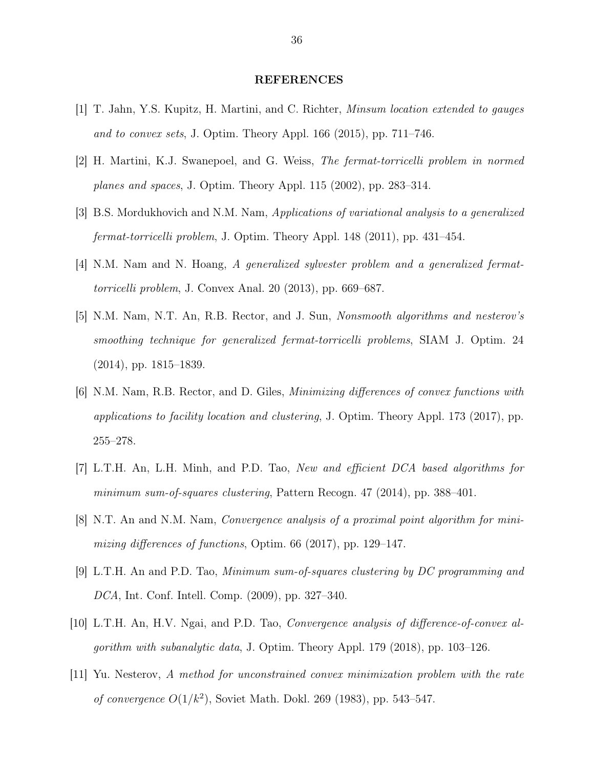## REFERENCES

[1] T. Jahn, Y.S. Kupitz, H. Martini, and C. Richter, *Minsum location extended to gauges and to convex sets*, J. Optim. Theory Appl. 166 (2015), pp. 711–746.

[2] H. Martini, K.J. Swanepoel, and G. Weiss, *The fermat-torricelli problem in normed planes and spaces*, J. Optim. Theory Appl. 115 (2002), pp. 283–314.

[3] B.S. Mordukhovich and N.M. Nam, *Applications of variational analysis to a generalized fermat-torricelli problem*, J. Optim. Theory Appl. 148 (2011), pp. 431–454.

[4] N.M. Nam and N. Hoang, *A generalized sylvester problem and a generalized fermat-torricelli problem*, J. Convex Anal. 20 (2013), pp. 669–687.

[5] N.M. Nam, N.T. An, R.B. Rector, and J. Sun, *Nonsmooth algorithms and nesterov's smoothing technique for generalized fermat-torricelli problems*, SIAM J. Optim. 24 (2014), pp. 1815–1839.

[6] N.M. Nam, R.B. Rector, and D. Giles, *Minimizing differences of convex functions with applications to facility location and clustering*, J. Optim. Theory Appl. 173 (2017), pp. 255–278.

[7] L.T.H. An, L.H. Minh, and P.D. Tao, *New and efficient DCA based algorithms for minimum sum-of-squares clustering*, Pattern Recogn. 47 (2014), pp. 388–401.

[8] N.T. An and N.M. Nam, *Convergence analysis of a proximal point algorithm for minimizing differences of functions*, Optim. 66 (2017), pp. 129–147.

[9] L.T.H. An and P.D. Tao, *Minimum sum-of-squares clustering by DC programming and DCA*, Int. Conf. Intell. Comp. (2009), pp. 327–340.

[10] L.T.H. An, H.V. Ngai, and P.D. Tao, *Convergence analysis of difference-of-convex algorithm with subanalytic data*, J. Optim. Theory Appl. 179 (2018), pp. 103–126.

[11] Yu. Nesterov, *A method for unconstrained convex minimization problem with the rate of convergence $O(1/k^2)$*, Soviet Math. Dokl. 269 (1983), pp. 543–547.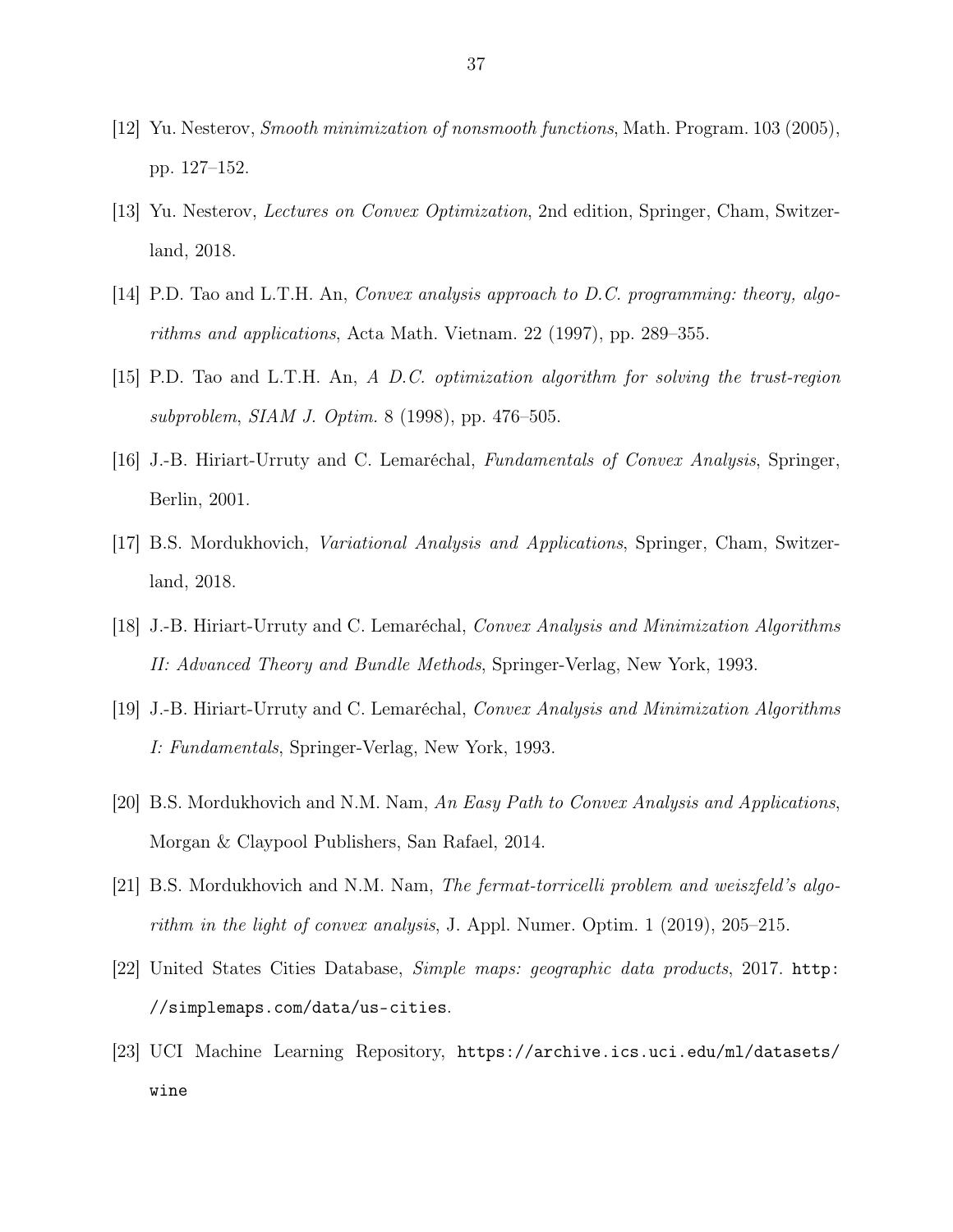[12] Yu. Nesterov, *Smooth minimization of nonsmooth functions*, Math. Program. 103 (2005), pp. 127–152.

[13] Yu. Nesterov, *Lectures on Convex Optimization*, 2nd edition, Springer, Cham, Switzerland, 2018.

[14] P.D. Tao and L.T.H. An, *Convex analysis approach to D.C. programming: theory, algorithms and applications*, Acta Math. Vietnam. 22 (1997), pp. 289–355.

[15] P.D. Tao and L.T.H. An, *A D.C. optimization algorithm for solving the trust-region subproblem, SIAM J. Optim.* 8 (1998), pp. 476–505.

[16] J.-B. Hiriart-Urruty and C. Lemaréchal, *Fundamentals of Convex Analysis*, Springer, Berlin, 2001.

[17] B.S. Mordukhovich, *Variational Analysis and Applications*, Springer, Cham, Switzerland, 2018.

[18] J.-B. Hiriart-Urruty and C. Lemaréchal, *Convex Analysis and Minimization Algorithms II: Advanced Theory and Bundle Methods*, Springer-Verlag, New York, 1993.

[19] J.-B. Hiriart-Urruty and C. Lemaréchal, *Convex Analysis and Minimization Algorithms I: Fundamentals*, Springer-Verlag, New York, 1993.

[20] B.S. Mordukhovich and N.M. Nam, *An Easy Path to Convex Analysis and Applications*, Morgan & Claypool Publishers, San Rafael, 2014.

[21] B.S. Mordukhovich and N.M. Nam, *The fermat-torricelli problem and weiszfeld's algorithm in the light of convex analysis*, J. Appl. Numer. Optim. 1 (2019), 205–215.

[22] United States Cities Database, *Simple maps: geographic data products*, 2017. `http://simplemaps.com/data/us-cities`.

[23] UCI Machine Learning Repository, `https://archive.ics.uci.edu/ml/datasets/wine`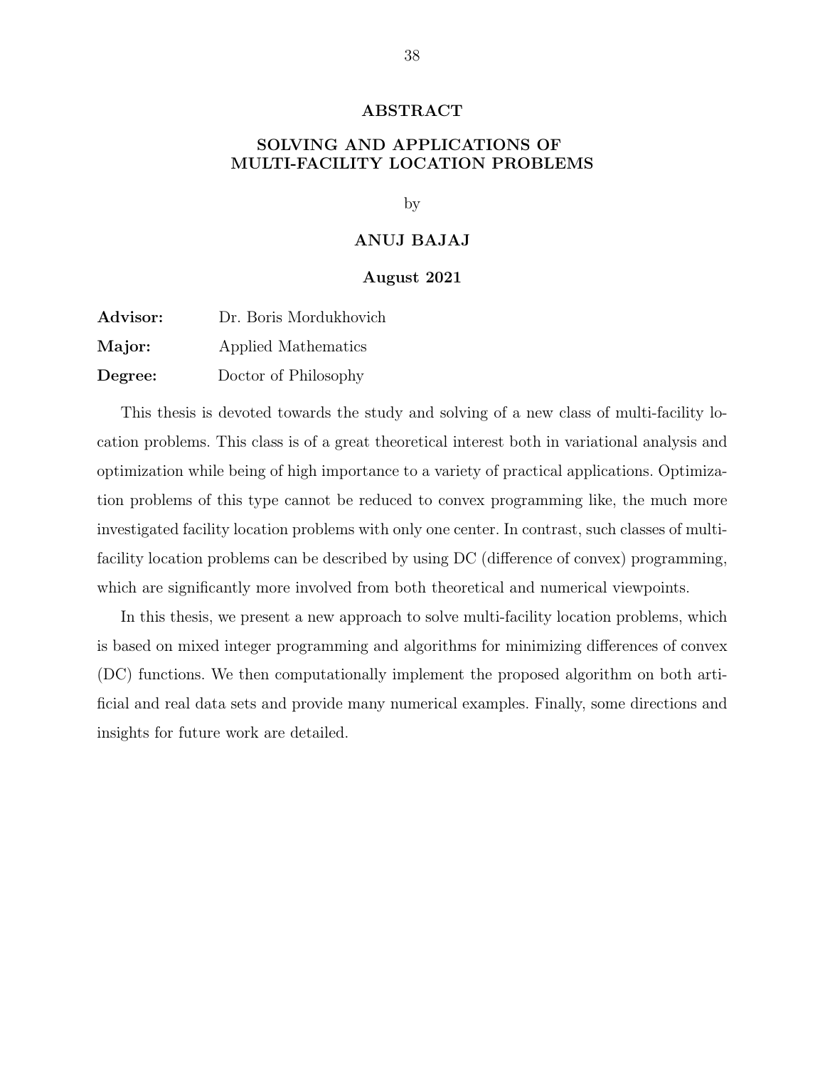# ABSTRACT

## SOLVING AND APPLICATIONS OF MULTI-FACILITY LOCATION PROBLEMS

by

**ANUJ BAJAJ**

**August 2021**

**Advisor:** Dr. Boris Mordukhovich

**Major:** Applied Mathematics

**Degree:** Doctor of Philosophy

This thesis is devoted towards the study and solving of a new class of multi-facility location problems. This class is of a great theoretical interest both in variational analysis and optimization while being of high importance to a variety of practical applications. Optimization problems of this type cannot be reduced to convex programming like, the much more investigated facility location problems with only one center. In contrast, such classes of multi-facility location problems can be described by using DC (difference of convex) programming, which are significantly more involved from both theoretical and numerical viewpoints.

In this thesis, we present a new approach to solve multi-facility location problems, which is based on mixed integer programming and algorithms for minimizing differences of convex (DC) functions. We then computationally implement the proposed algorithm on both artificial and real data sets and provide many numerical examples. Finally, some directions and insights for future work are detailed.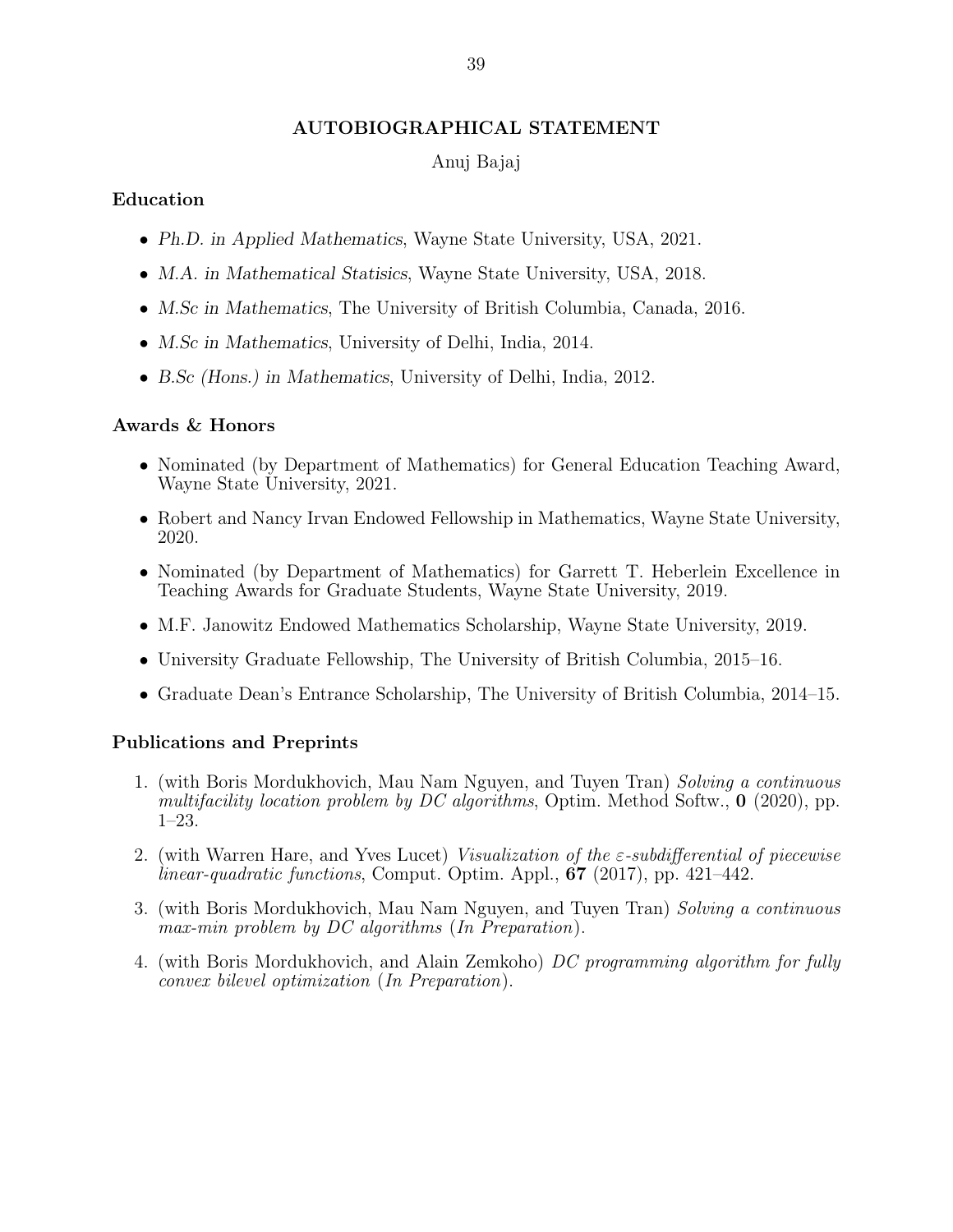# AUTOBIOGRAPHICAL STATEMENT

Anuj Bajaj

## Education

- *Ph.D. in Applied Mathematics*, Wayne State University, USA, 2021.
- *M.A. in Mathematical Statisics*, Wayne State University, USA, 2018.
- *M.Sc in Mathematics*, The University of British Columbia, Canada, 2016.
- *M.Sc in Mathematics*, University of Delhi, India, 2014.
- *B.Sc (Hons.) in Mathematics*, University of Delhi, India, 2012.

## Awards & Honors

- Nominated (by Department of Mathematics) for General Education Teaching Award, Wayne State University, 2021.
- Robert and Nancy Irvan Endowed Fellowship in Mathematics, Wayne State University, 2020.
- Nominated (by Department of Mathematics) for Garrett T. Heberlein Excellence in Teaching Awards for Graduate Students, Wayne State University, 2019.
- M.F. Janowitz Endowed Mathematics Scholarship, Wayne State University, 2019.
- University Graduate Fellowship, The University of British Columbia, 2015–16.
- Graduate Dean's Entrance Scholarship, The University of British Columbia, 2014–15.

## Publications and Preprints

1. (with Boris Mordukhovich, Mau Nam Nguyen, and Tuyen Tran) *Solving a continuous multifacility location problem by DC algorithms*, Optim. Method Softw., **0** (2020), pp. 1–23.
2. (with Warren Hare, and Yves Lucet) *Visualization of the $\varepsilon$-subdifferential of piecewise linear-quadratic functions*, Comput. Optim. Appl., **67** (2017), pp. 421–442.
3. (with Boris Mordukhovich, Mau Nam Nguyen, and Tuyen Tran) *Solving a continuous max-min problem by DC algorithms* (*In Preparation*).
4. (with Boris Mordukhovich, and Alain Zemkoho) *DC programming algorithm for fully convex bilevel optimization* (*In Preparation*).